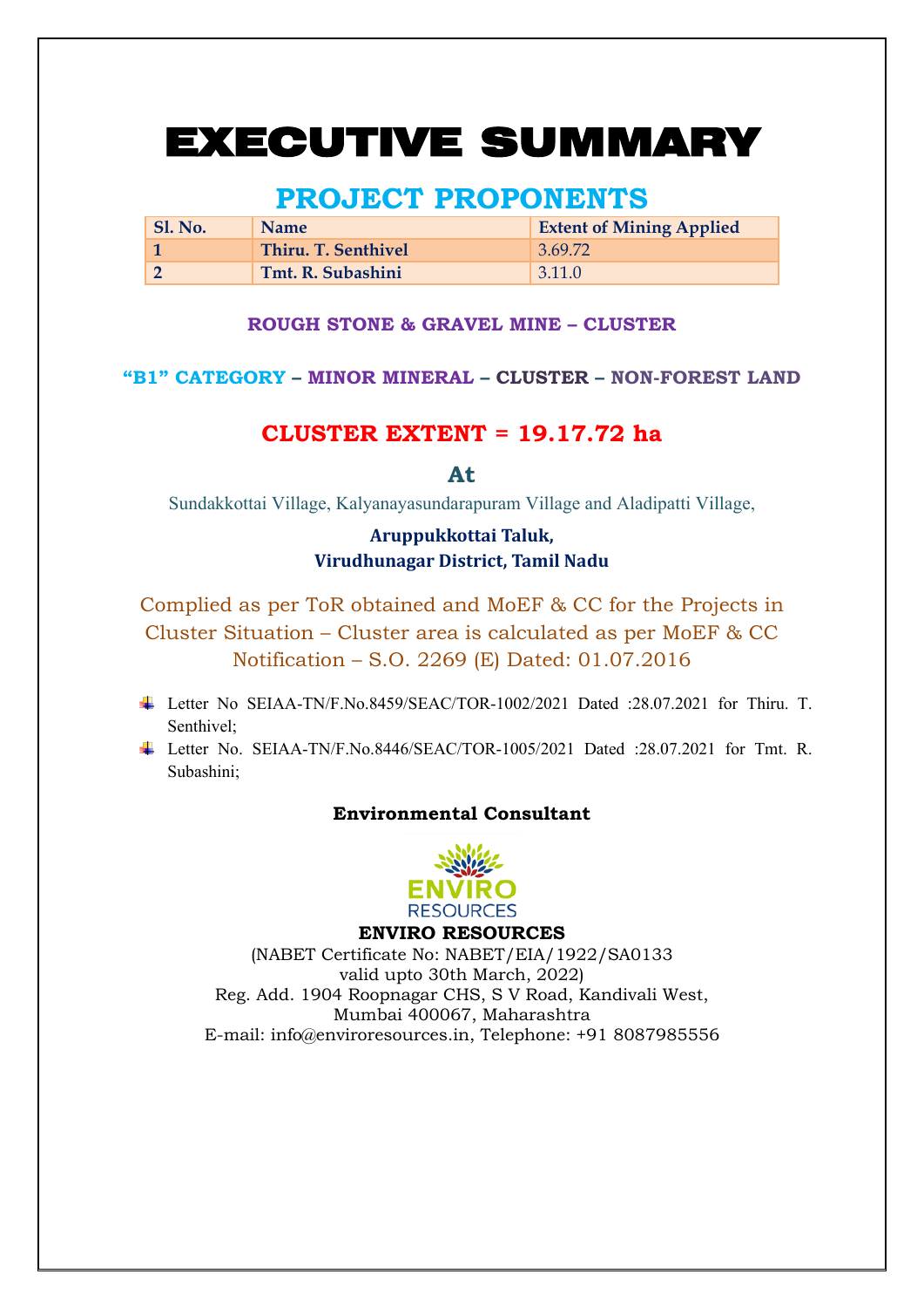# EXECUTIVE SUMMARY

## PROJECT PROPONENTS

| Sl. No. | Name | Extent of Mining Applied |
|---|---|---|
| 1 | Thiru. T. Senthivel | 3.69.72 |
| 2 | Tmt. R. Subashini | 3.11.0 |

**ROUGH STONE & GRAVEL MINE – CLUSTER**

**"B1" CATEGORY – MINOR MINERAL – CLUSTER – NON-FOREST LAND**

## CLUSTER EXTENT = 19.17.72 ha

**At**

Sundakkottai Village, Kalyanayasundarapuram Village and Aladipatti Village,

**Aruppukkottai Taluk,**
**Virudhunagar District, Tamil Nadu**

Complied as per ToR obtained and MoEF & CC for the Projects in Cluster Situation – Cluster area is calculated as per MoEF & CC Notification – S.O. 2269 (E) Dated: 01.07.2016

- Letter No SEIAA-TN/F.No.8459/SEAC/TOR-1002/2021 Dated :28.07.2021 for Thiru. T. Senthivel;
- Letter No. SEIAA-TN/F.No.8446/SEAC/TOR-1005/2021 Dated :28.07.2021 for Tmt. R. Subashini;

**Environmental Consultant**

ENVIRO RESOURCES

**ENVIRO RESOURCES**
(NABET Certificate No: NABET/EIA/1922/SA0133
valid upto 30th March, 2022)
Reg. Add. 1904 Roopnagar CHS, S V Road, Kandivali West,
Mumbai 400067, Maharashtra
E-mail: info@enviroresources.in, Telephone: +91 8087985556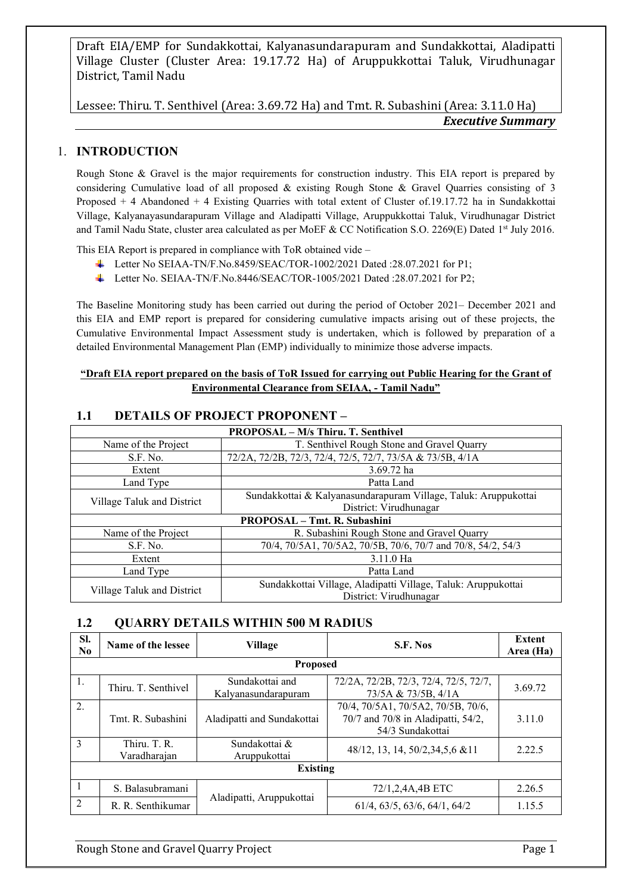Draft EIA/EMP for Sundakkottai, Kalyanasundarapuram and Sundakkottai, Aladipatti Village Cluster (Cluster Area: 19.17.72 Ha) of Aruppukkottai Taluk, Virudhunagar District, Tamil Nadu

Lessee: Thiru. T. Senthivel (Area: 3.69.72 Ha) and Tmt. R. Subashini (Area: 3.11.0 Ha)

*Executive Summary*

# 1. INTRODUCTION

Rough Stone & Gravel is the major requirements for construction industry. This EIA report is prepared by considering Cumulative load of all proposed & existing Rough Stone & Gravel Quarries consisting of 3 Proposed + 4 Abandoned + 4 Existing Quarries with total extent of Cluster of.19.17.72 ha in Sundakkottai Village, Kalyanayasundarapuram Village and Aladipatti Village, Aruppukkottai Taluk, Virudhunagar District and Tamil Nadu State, cluster area calculated as per MoEF & CC Notification S.O. 2269(E) Dated 1st July 2016.

This EIA Report is prepared in compliance with ToR obtained vide –

- Letter No SEIAA-TN/F.No.8459/SEAC/TOR-1002/2021 Dated :28.07.2021 for P1;
- Letter No. SEIAA-TN/F.No.8446/SEAC/TOR-1005/2021 Dated :28.07.2021 for P2;

The Baseline Monitoring study has been carried out during the period of October 2021– December 2021 and this EIA and EMP report is prepared for considering cumulative impacts arising out of these projects, the Cumulative Environmental Impact Assessment study is undertaken, which is followed by preparation of a detailed Environmental Management Plan (EMP) individually to minimize those adverse impacts.

**"Draft EIA report prepared on the basis of ToR Issued for carrying out Public Hearing for the Grant of Environmental Clearance from SEIAA, - Tamil Nadu"**

## 1.1 DETAILS OF PROJECT PROPONENT –

| PROPOSAL – M/s Thiru. T. Senthivel | |
|---|---|
| Name of the Project | T. Senthivel Rough Stone and Gravel Quarry |
| S.F. No. | 72/2A, 72/2B, 72/3, 72/4, 72/5, 72/7, 73/5A & 73/5B, 4/1A |
| Extent | 3.69.72 ha |
| Land Type | Patta Land |
| Village Taluk and District | Sundakkottai & Kalyanasundarapuram Village, Taluk: Aruppukottai District: Virudhunagar |
| **PROPOSAL – Tmt. R. Subashini** | |
| Name of the Project | R. Subashini Rough Stone and Gravel Quarry |
| S.F. No. | 70/4, 70/5A1, 70/5A2, 70/5B, 70/6, 70/7 and 70/8, 54/2, 54/3 |
| Extent | 3.11.0 Ha |
| Land Type | Patta Land |
| Village Taluk and District | Sundakkottai Village, Aladipatti Village, Taluk: Aruppukottai District: Virudhunagar |

## 1.2 QUARRY DETAILS WITHIN 500 M RADIUS

| Sl. No | Name of the lessee | Village | S.F. Nos | Extent Area (Ha) |
|---|---|---|---|---|
| **Proposed** | | | | |
| 1. | Thiru. T. Senthivel | Sundakottai and Kalyanasundarapuram | 72/2A, 72/2B, 72/3, 72/4, 72/5, 72/7, 73/5A & 73/5B, 4/1A | 3.69.72 |
| 2. | Tmt. R. Subashini | Aladipatti and Sundakottai | 70/4, 70/5A1, 70/5A2, 70/5B, 70/6, 70/7 and 70/8 in Aladipatti, 54/2, 54/3 Sundakottai | 3.11.0 |
| 3 | Thiru. T. R. Varadharajan | Sundakottai & Aruppukottai | 48/12, 13, 14, 50/2,34,5,6 &11 | 2.22.5 |
| **Existing** | | | | |
| 1 | S. Balasubramani | Aladipatti, Aruppukottai | 72/1,2,4A,4B ETC | 2.26.5 |
| 2 | R. R. Senthikumar | Aladipatti, Aruppukottai | 61/4, 63/5, 63/6, 64/1, 64/2 | 1.15.5 |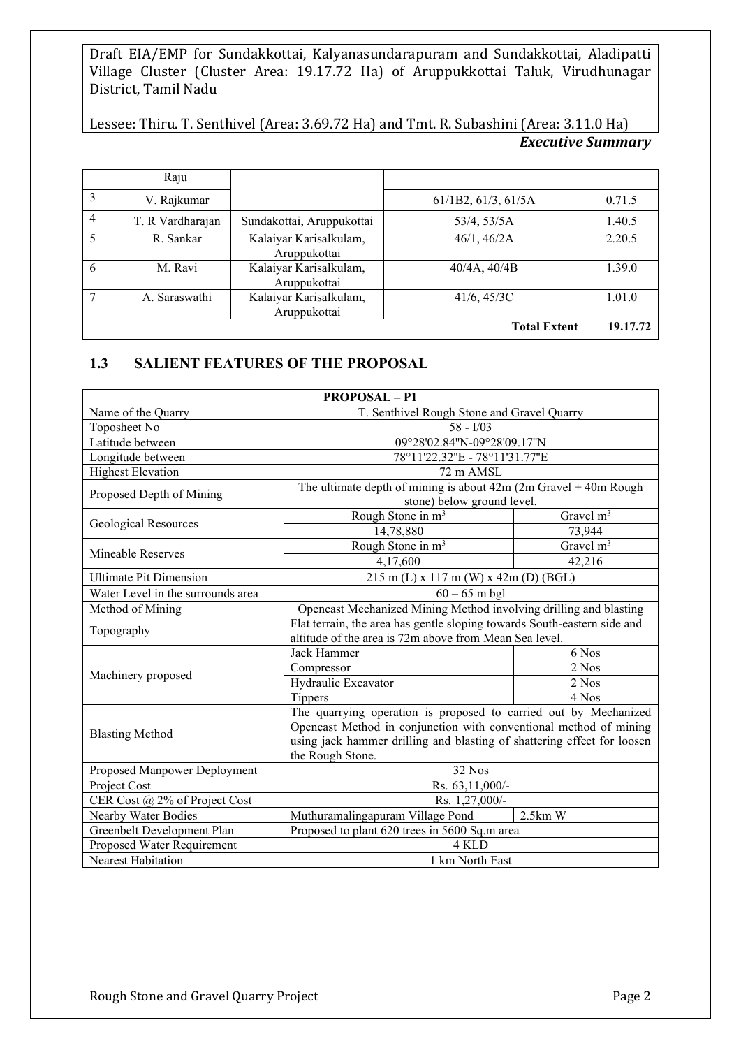|   | Raju |   |   |   |
|---|---|---|---|---|
| 3 | V. Rajkumar |   | 61/1B2, 61/3, 61/5A | 0.71.5 |
| 4 | T. R Vardharajan | Sundakottai, Aruppukottai | 53/4, 53/5A | 1.40.5 |
| 5 | R. Sankar | Kalaiyar Karisalkulam, Aruppukottai | 46/1, 46/2A | 2.20.5 |
| 6 | M. Ravi | Kalaiyar Karisalkulam, Aruppukottai | 40/4A, 40/4B | 1.39.0 |
| 7 | A. Saraswathi | Kalaiyar Karisalkulam, Aruppukottai | 41/6, 45/3C | 1.01.0 |
|   |   |   | **Total Extent** | **19.17.72** |

## 1.3 SALIENT FEATURES OF THE PROPOSAL

| **PROPOSAL – P1** | | |
|---|---|---|
| Name of the Quarry | T. Senthivel Rough Stone and Gravel Quarry | |
| Toposheet No | 58 - I/03 | |
| Latitude between | 09°28'02.84"N-09°28'09.17"N | |
| Longitude between | 78°11'22.32"E - 78°11'31.77"E | |
| Highest Elevation | 72 m AMSL | |
| Proposed Depth of Mining | The ultimate depth of mining is about 42m (2m Gravel + 40m Rough stone) below ground level. | |
| Geological Resources | Rough Stone in $m^3$ | Gravel $m^3$ |
| | 14,78,880 | 73,944 |
| Mineable Reserves | Rough Stone in $m^3$ | Gravel $m^3$ |
| | 4,17,600 | 42,216 |
| Ultimate Pit Dimension | 215 m (L) x 117 m (W) x 42m (D) (BGL) | |
| Water Level in the surrounds area | 60 – 65 m bgl | |
| Method of Mining | Opencast Mechanized Mining Method involving drilling and blasting | |
| Topography | Flat terrain, the area has gentle sloping towards South-eastern side and altitude of the area is 72m above from Mean Sea level. | |
| Machinery proposed | Jack Hammer | 6 Nos |
| | Compressor | 2 Nos |
| | Hydraulic Excavator | 2 Nos |
| | Tippers | 4 Nos |
| Blasting Method | The quarrying operation is proposed to carried out by Mechanized Opencast Method in conjunction with conventional method of mining using jack hammer drilling and blasting of shattering effect for loosen the Rough Stone. | |
| Proposed Manpower Deployment | 32 Nos | |
| Project Cost | Rs. 63,11,000/- | |
| CER Cost @ 2% of Project Cost | Rs. 1,27,000/- | |
| Nearby Water Bodies | Muthuramalingapuram Village Pond | 2.5km W |
| Greenbelt Development Plan | Proposed to plant 620 trees in 5600 Sq.m area | |
| Proposed Water Requirement | 4 KLD | |
| Nearest Habitation | 1 km North East | |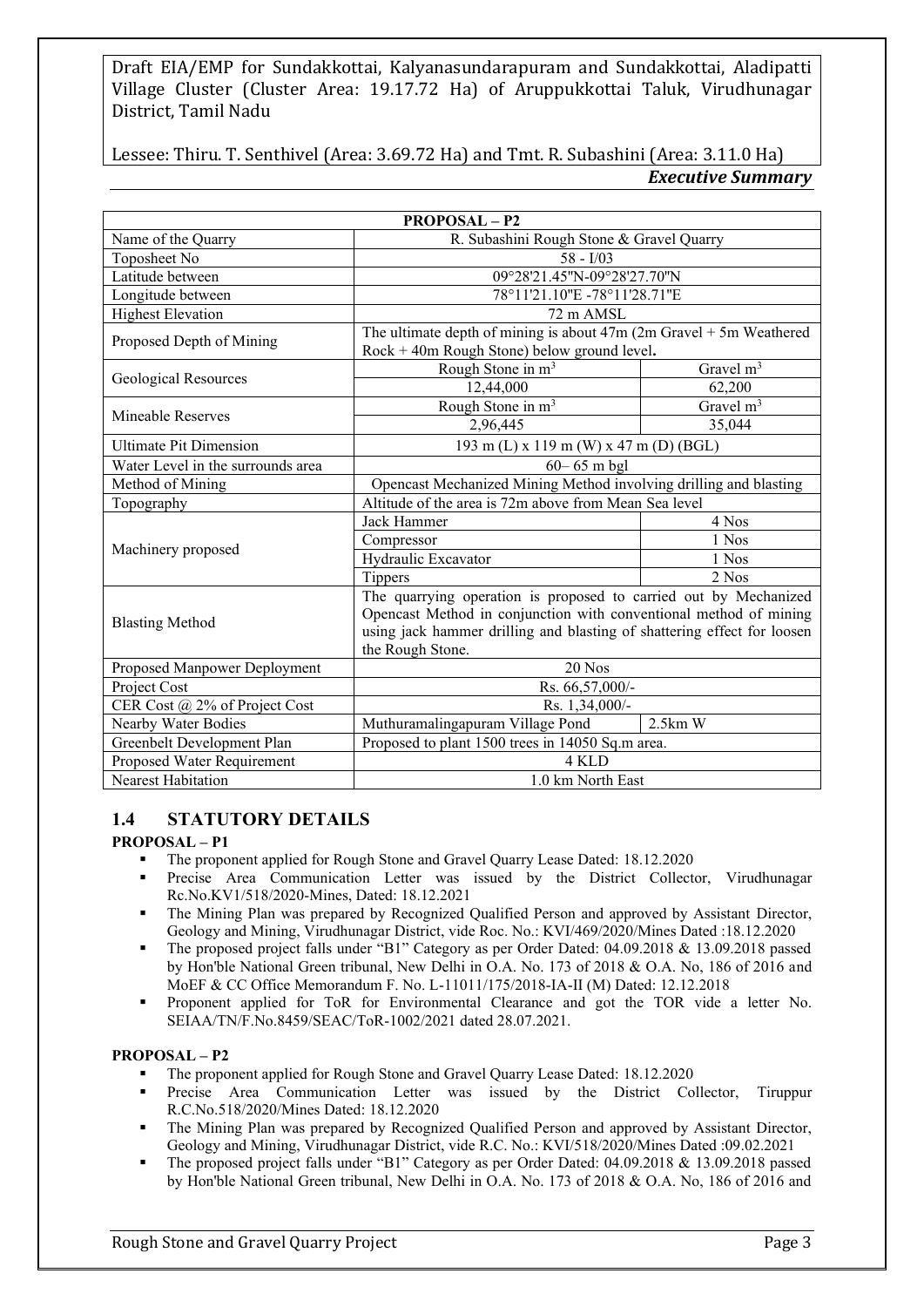| PROPOSAL – P2 | | |
|---|---|---|
| Name of the Quarry | R. Subashini Rough Stone & Gravel Quarry | |
| Toposheet No | 58 - I/03 | |
| Latitude between | 09°28'21.45"N-09°28'27.70"N | |
| Longitude between | 78°11'21.10"E -78°11'28.71"E | |
| Highest Elevation | 72 m AMSL | |
| Proposed Depth of Mining | The ultimate depth of mining is about 47m (2m Gravel + 5m Weathered Rock + 40m Rough Stone) below ground level. | |
| Geological Resources | Rough Stone in $m^3$ | Gravel $m^3$ |
| | 12,44,000 | 62,200 |
| Mineable Reserves | Rough Stone in $m^3$ | Gravel $m^3$ |
| | 2,96,445 | 35,044 |
| Ultimate Pit Dimension | 193 m (L) x 119 m (W) x 47 m (D) (BGL) | |
| Water Level in the surrounds area | 60– 65 m bgl | |
| Method of Mining | Opencast Mechanized Mining Method involving drilling and blasting | |
| Topography | Altitude of the area is 72m above from Mean Sea level | |
| Machinery proposed | Jack Hammer | 4 Nos |
| | Compressor | 1 Nos |
| | Hydraulic Excavator | 1 Nos |
| | Tippers | 2 Nos |
| Blasting Method | The quarrying operation is proposed to carried out by Mechanized Opencast Method in conjunction with conventional method of mining using jack hammer drilling and blasting of shattering effect for loosen the Rough Stone. | |
| Proposed Manpower Deployment | 20 Nos | |
| Project Cost | Rs. 66,57,000/- | |
| CER Cost @ 2% of Project Cost | Rs. 1,34,000/- | |
| Nearby Water Bodies | Muthuramalingapuram Village Pond | 2.5km W |
| Greenbelt Development Plan | Proposed to plant 1500 trees in 14050 Sq.m area. | |
| Proposed Water Requirement | 4 KLD | |
| Nearest Habitation | 1.0 km North East | |

## 1.4 STATUTORY DETAILS

**PROPOSAL – P1**

- The proponent applied for Rough Stone and Gravel Quarry Lease Dated: 18.12.2020
- Precise Area Communication Letter was issued by the District Collector, Virudhunagar Rc.No.KV1/518/2020-Mines, Dated: 18.12.2021
- The Mining Plan was prepared by Recognized Qualified Person and approved by Assistant Director, Geology and Mining, Virudhunagar District, vide Roc. No.: KVI/469/2020/Mines Dated :18.12.2020
- The proposed project falls under "B1" Category as per Order Dated: 04.09.2018 & 13.09.2018 passed by Hon'ble National Green tribunal, New Delhi in O.A. No. 173 of 2018 & O.A. No, 186 of 2016 and MoEF & CC Office Memorandum F. No. L-11011/175/2018-IA-II (M) Dated: 12.12.2018
- Proponent applied for ToR for Environmental Clearance and got the TOR vide a letter No. SEIAA/TN/F.No.8459/SEAC/ToR-1002/2021 dated 28.07.2021.

**PROPOSAL – P2**

- The proponent applied for Rough Stone and Gravel Quarry Lease Dated: 18.12.2020
- Precise Area Communication Letter was issued by the District Collector, Tiruppur R.C.No.518/2020/Mines Dated: 18.12.2020
- The Mining Plan was prepared by Recognized Qualified Person and approved by Assistant Director, Geology and Mining, Virudhunagar District, vide R.C. No.: KVI/518/2020/Mines Dated :09.02.2021
- The proposed project falls under "B1" Category as per Order Dated: 04.09.2018 & 13.09.2018 passed by Hon'ble National Green tribunal, New Delhi in O.A. No. 173 of 2018 & O.A. No, 186 of 2016 and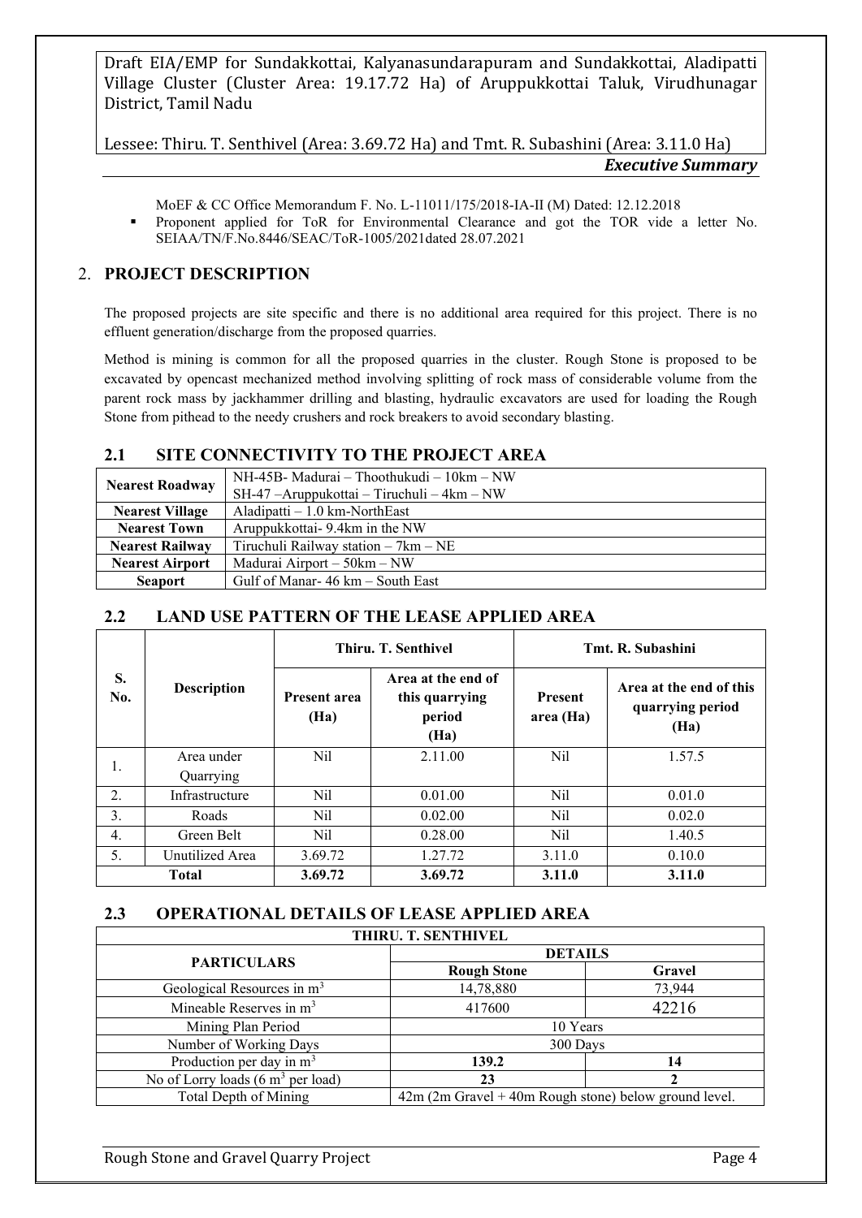MoEF & CC Office Memorandum F. No. L-11011/175/2018-IA-II (M) Dated: 12.12.2018

- Proponent applied for ToR for Environmental Clearance and got the TOR vide a letter No. SEIAA/TN/F.No.8446/SEAC/ToR-1005/2021dated 28.07.2021

## 2. PROJECT DESCRIPTION

The proposed projects are site specific and there is no additional area required for this project. There is no effluent generation/discharge from the proposed quarries.

Method is mining is common for all the proposed quarries in the cluster. Rough Stone is proposed to be excavated by opencast mechanized method involving splitting of rock mass of considerable volume from the parent rock mass by jackhammer drilling and blasting, hydraulic excavators are used for loading the Rough Stone from pithead to the needy crushers and rock breakers to avoid secondary blasting.

### 2.1 SITE CONNECTIVITY TO THE PROJECT AREA

| | |
|---|---|
| **Nearest Roadway** | NH-45B- Madurai – Thoothukudi – 10km – NW<br>SH-47 –Aruppukottai – Tiruchuli – 4km – NW |
| **Nearest Village** | Aladipatti – 1.0 km-NorthEast |
| **Nearest Town** | Aruppukkottai- 9.4km in the NW |
| **Nearest Railway** | Tiruchuli Railway station – 7km – NE |
| **Nearest Airport** | Madurai Airport – 50km – NW |
| **Seaport** | Gulf of Manar- 46 km – South East |

### 2.2 LAND USE PATTERN OF THE LEASE APPLIED AREA

| S. No. | Description | Thiru. T. Senthivel | | Tmt. R. Subashini | |
|---|---|---|---|---|---|
| | | Present area (Ha) | Area at the end of this quarrying period (Ha) | Present area (Ha) | Area at the end of this quarrying period (Ha) |
| 1. | Area under Quarrying | Nil | 2.11.00 | Nil | 1.57.5 |
| 2. | Infrastructure | Nil | 0.01.00 | Nil | 0.01.0 |
| 3. | Roads | Nil | 0.02.00 | Nil | 0.02.0 |
| 4. | Green Belt | Nil | 0.28.00 | Nil | 1.40.5 |
| 5. | Unutilized Area | 3.69.72 | 1.27.72 | 3.11.0 | 0.10.0 |
| **Total** | | **3.69.72** | **3.69.72** | **3.11.0** | **3.11.0** |

### 2.3 OPERATIONAL DETAILS OF LEASE APPLIED AREA

| THIRU. T. SENTHIVEL | | |
|---|---|---|
| **PARTICULARS** | **DETAILS** | |
| | **Rough Stone** | **Gravel** |
| Geological Resources in $m^3$ | 14,78,880 | 73,944 |
| Mineable Reserves in $m^3$ | 417600 | 42216 |
| Mining Plan Period | 10 Years | |
| Number of Working Days | 300 Days | |
| Production per day in $m^3$ | **139.2** | **14** |
| No of Lorry loads (6 $m^3$ per load) | **23** | **2** |
| Total Depth of Mining | 42m (2m Gravel + 40m Rough stone) below ground level. | |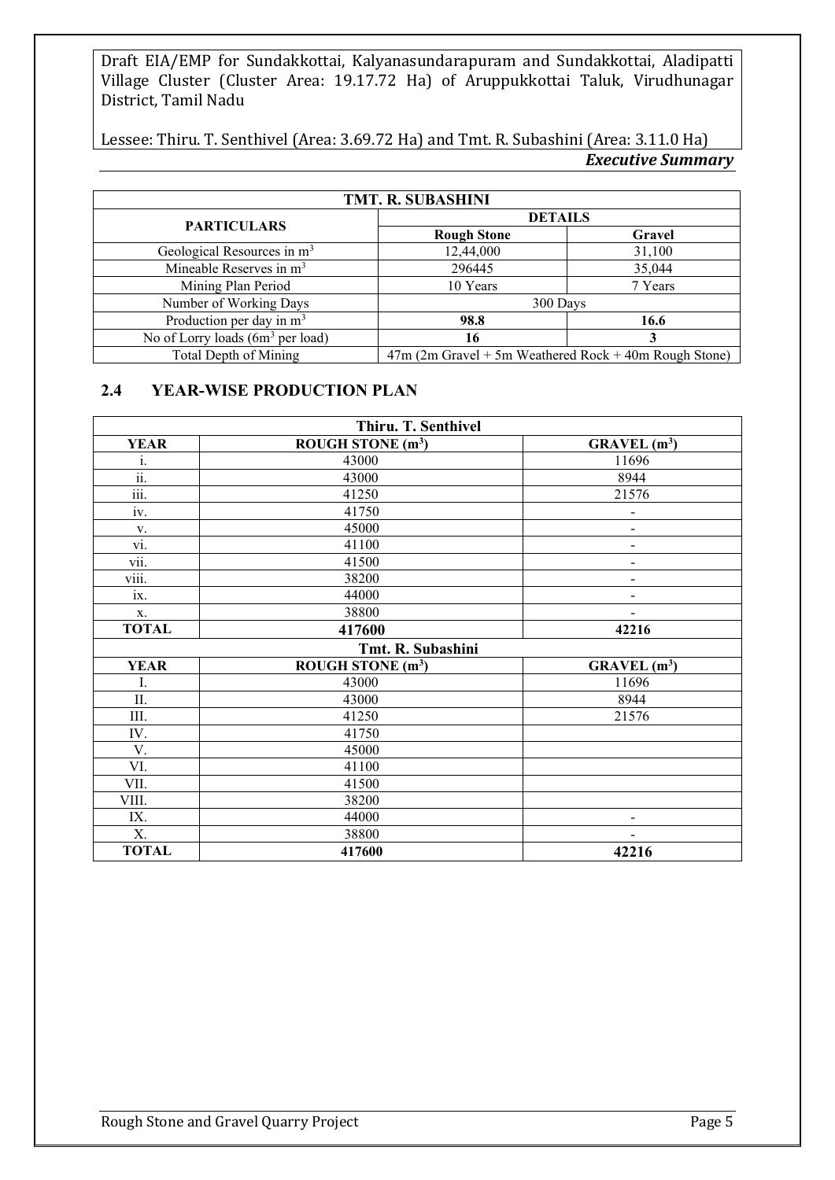| TMT. R. SUBASHINI | | |
|---|---|---|
| PARTICULARS | DETAILS | |
| | Rough Stone | Gravel |
| Geological Resources in $m^3$ | 12,44,000 | 31,100 |
| Mineable Reserves in $m^3$ | 296445 | 35,044 |
| Mining Plan Period | 10 Years | 7 Years |
| Number of Working Days | 300 Days | |
| Production per day in $m^3$ | **98.8** | **16.6** |
| No of Lorry loads ($6m^3$ per load) | **16** | **3** |
| Total Depth of Mining | 47m (2m Gravel + 5m Weathered Rock + 40m Rough Stone) | |

## 2.4 YEAR-WISE PRODUCTION PLAN

| Thiru. T. Senthivel | | |
|---|---|---|
| **YEAR** | **ROUGH STONE ($m^3$)** | **GRAVEL ($m^3$)** |
| i. | 43000 | 11696 |
| ii. | 43000 | 8944 |
| iii. | 41250 | 21576 |
| iv. | 41750 | - |
| v. | 45000 | - |
| vi. | 41100 | - |
| vii. | 41500 | - |
| viii. | 38200 | - |
| ix. | 44000 | - |
| x. | 38800 | - |
| **TOTAL** | **417600** | **42216** |
| **Tmt. R. Subashini** | | |
| **YEAR** | **ROUGH STONE ($m^3$)** | **GRAVEL ($m^3$)** |
| I. | 43000 | 11696 |
| II. | 43000 | 8944 |
| III. | 41250 | 21576 |
| IV. | 41750 | |
| V. | 45000 | |
| VI. | 41100 | |
| VII. | 41500 | |
| VIII. | 38200 | |
| IX. | 44000 | - |
| X. | 38800 | - |
| **TOTAL** | **417600** | **42216** |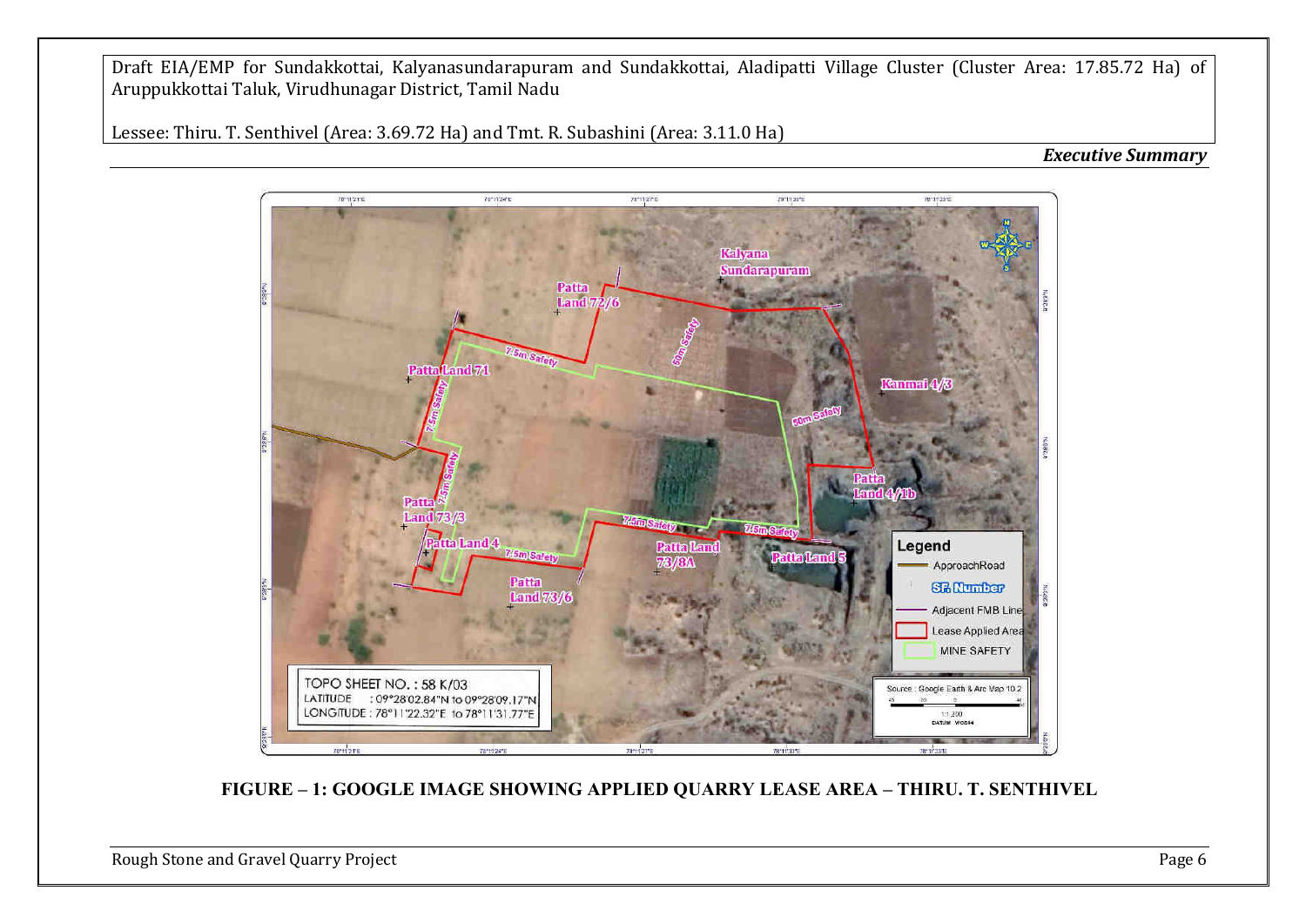FIGURE – 1: GOOGLE IMAGE SHOWING APPLIED QUARRY LEASE AREA – THIRU. T. SENTHIVEL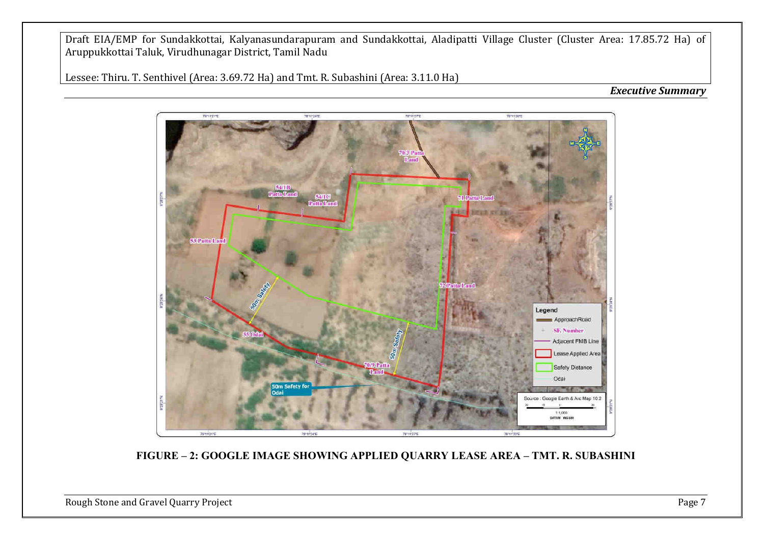FIGURE – 2: GOOGLE IMAGE SHOWING APPLIED QUARRY LEASE AREA – TMT. R. SUBASHINI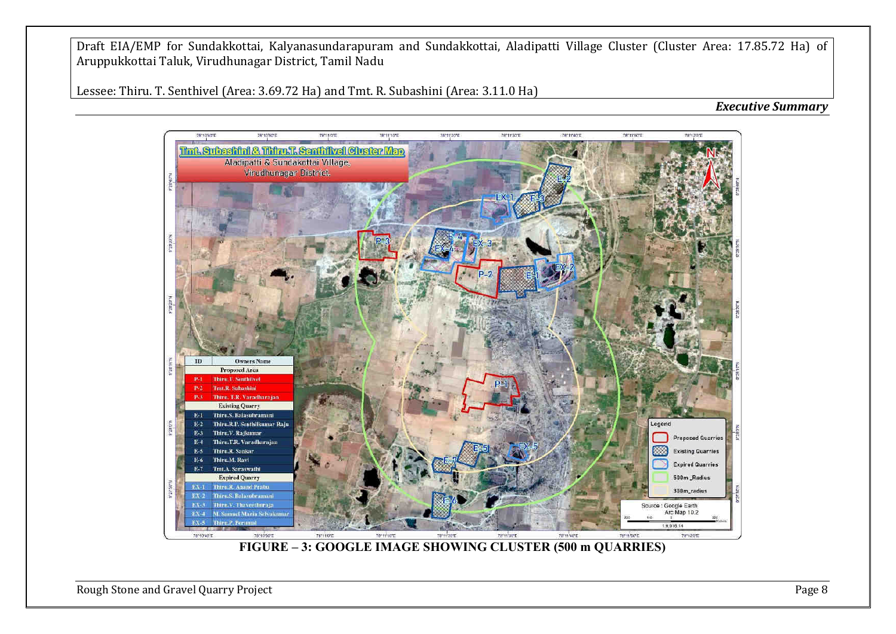FIGURE – 3: GOOGLE IMAGE SHOWING CLUSTER (500 m QUARRIES)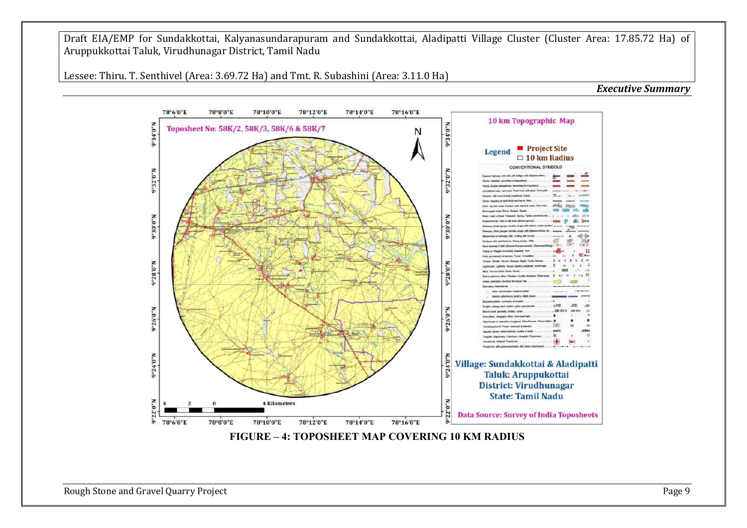**FIGURE – 4: TOPOSHEET MAP COVERING 10 KM RADIUS**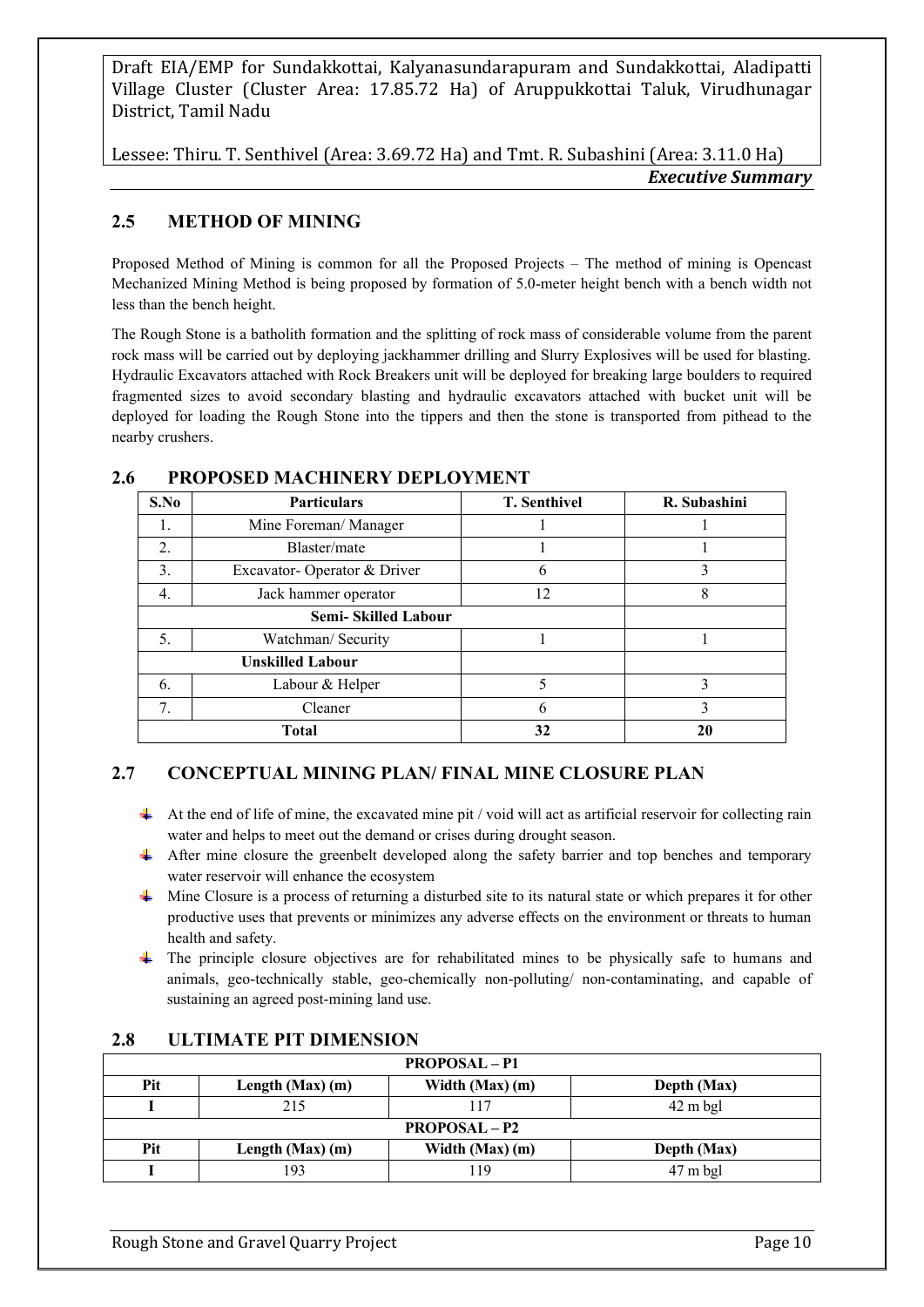## 2.5 METHOD OF MINING

Proposed Method of Mining is common for all the Proposed Projects – The method of mining is Opencast Mechanized Mining Method is being proposed by formation of 5.0-meter height bench with a bench width not less than the bench height.

The Rough Stone is a batholith formation and the splitting of rock mass of considerable volume from the parent rock mass will be carried out by deploying jackhammer drilling and Slurry Explosives will be used for blasting. Hydraulic Excavators attached with Rock Breakers unit will be deployed for breaking large boulders to required fragmented sizes to avoid secondary blasting and hydraulic excavators attached with bucket unit will be deployed for loading the Rough Stone into the tippers and then the stone is transported from pithead to the nearby crushers.

## 2.6 PROPOSED MACHINERY DEPLOYMENT

| S.No | Particulars | T. Senthivel | R. Subashini |
|---|---|---|---|
| 1. | Mine Foreman/ Manager | 1 | 1 |
| 2. | Blaster/mate | 1 | 1 |
| 3. | Excavator- Operator & Driver | 6 | 3 |
| 4. | Jack hammer operator | 12 | 8 |
| | **Semi- Skilled Labour** | | |
| 5. | Watchman/ Security | 1 | 1 |
| | **Unskilled Labour** | | |
| 6. | Labour & Helper | 5 | 3 |
| 7. | Cleaner | 6 | 3 |
| | **Total** | **32** | **20** |

## 2.7 CONCEPTUAL MINING PLAN/ FINAL MINE CLOSURE PLAN

- At the end of life of mine, the excavated mine pit / void will act as artificial reservoir for collecting rain water and helps to meet out the demand or crises during drought season.
- After mine closure the greenbelt developed along the safety barrier and top benches and temporary water reservoir will enhance the ecosystem
- Mine Closure is a process of returning a disturbed site to its natural state or which prepares it for other productive uses that prevents or minimizes any adverse effects on the environment or threats to human health and safety.
- The principle closure objectives are for rehabilitated mines to be physically safe to humans and animals, geo-technically stable, geo-chemically non-polluting/ non-contaminating, and capable of sustaining an agreed post-mining land use.

## 2.8 ULTIMATE PIT DIMENSION

| **PROPOSAL – P1** | | | |
|---|---|---|---|
| **Pit** | **Length (Max) (m)** | **Width (Max) (m)** | **Depth (Max)** |
| I | 215 | 117 | 42 m bgl |
| **PROPOSAL – P2** | | | |
| **Pit** | **Length (Max) (m)** | **Width (Max) (m)** | **Depth (Max)** |
| I | 193 | 119 | 47 m bgl |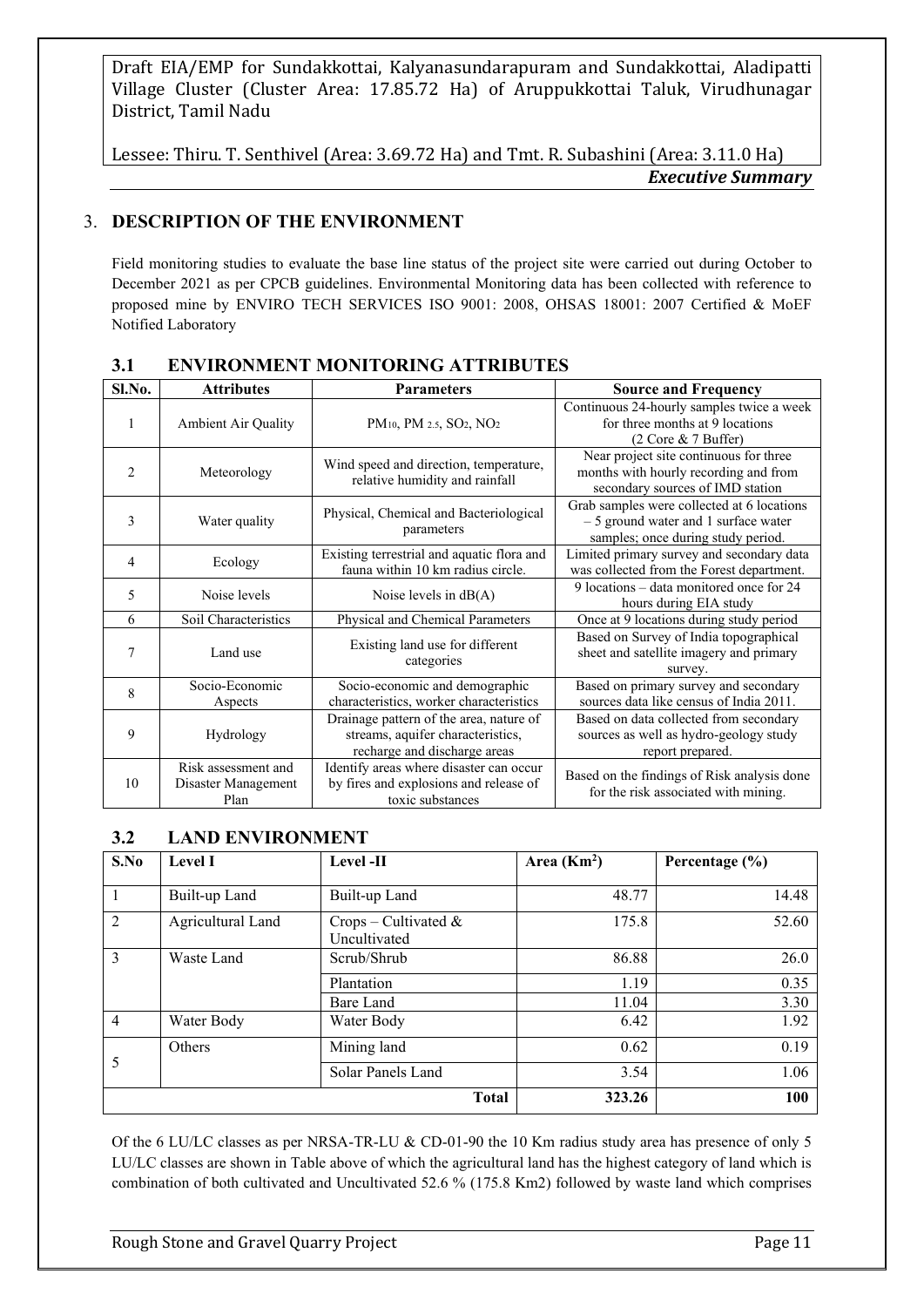## 3. DESCRIPTION OF THE ENVIRONMENT

Field monitoring studies to evaluate the base line status of the project site were carried out during October to December 2021 as per CPCB guidelines. Environmental Monitoring data has been collected with reference to proposed mine by ENVIRO TECH SERVICES ISO 9001: 2008, OHSAS 18001: 2007 Certified & MoEF Notified Laboratory

### 3.1 ENVIRONMENT MONITORING ATTRIBUTES

| Sl.No. | Attributes | Parameters | Source and Frequency |
|---|---|---|---|
| 1 | Ambient Air Quality | $PM_{10}$, $PM_{2.5}$, $SO_2$, $NO_2$ | Continuous 24-hourly samples twice a week for three months at 9 locations (2 Core & 7 Buffer) |
| 2 | Meteorology | Wind speed and direction, temperature, relative humidity and rainfall | Near project site continuous for three months with hourly recording and from secondary sources of IMD station |
| 3 | Water quality | Physical, Chemical and Bacteriological parameters | Grab samples were collected at 6 locations – 5 ground water and 1 surface water samples; once during study period. |
| 4 | Ecology | Existing terrestrial and aquatic flora and fauna within 10 km radius circle. | Limited primary survey and secondary data was collected from the Forest department. |
| 5 | Noise levels | Noise levels in dB(A) | 9 locations – data monitored once for 24 hours during EIA study |
| 6 | Soil Characteristics | Physical and Chemical Parameters | Once at 9 locations during study period |
| 7 | Land use | Existing land use for different categories | Based on Survey of India topographical sheet and satellite imagery and primary survey. |
| 8 | Socio-Economic Aspects | Socio-economic and demographic characteristics, worker characteristics | Based on primary survey and secondary sources data like census of India 2011. |
| 9 | Hydrology | Drainage pattern of the area, nature of streams, aquifer characteristics, recharge and discharge areas | Based on data collected from secondary sources as well as hydro-geology study report prepared. |
| 10 | Risk assessment and Disaster Management Plan | Identify areas where disaster can occur by fires and explosions and release of toxic substances | Based on the findings of Risk analysis done for the risk associated with mining. |

### 3.2 LAND ENVIRONMENT

| S.No | Level I | Level -II | Area ($Km^2$) | Percentage (%) |
|---|---|---|---|---|
| 1 | Built-up Land | Built-up Land | 48.77 | 14.48 |
| 2 | Agricultural Land | Crops – Cultivated & Uncultivated | 175.8 | 52.60 |
| 3 | Waste Land | Scrub/Shrub | 86.88 | 26.0 |
| | | Plantation | 1.19 | 0.35 |
| | | Bare Land | 11.04 | 3.30 |
| 4 | Water Body | Water Body | 6.42 | 1.92 |
| 5 | Others | Mining land | 0.62 | 0.19 |
| | | Solar Panels Land | 3.54 | 1.06 |
| | | **Total** | **323.26** | **100** |

Of the 6 LU/LC classes as per NRSA-TR-LU & CD-01-90 the 10 Km radius study area has presence of only 5 LU/LC classes are shown in Table above of which the agricultural land has the highest category of land which is combination of both cultivated and Uncultivated 52.6 % (175.8 Km2) followed by waste land which comprises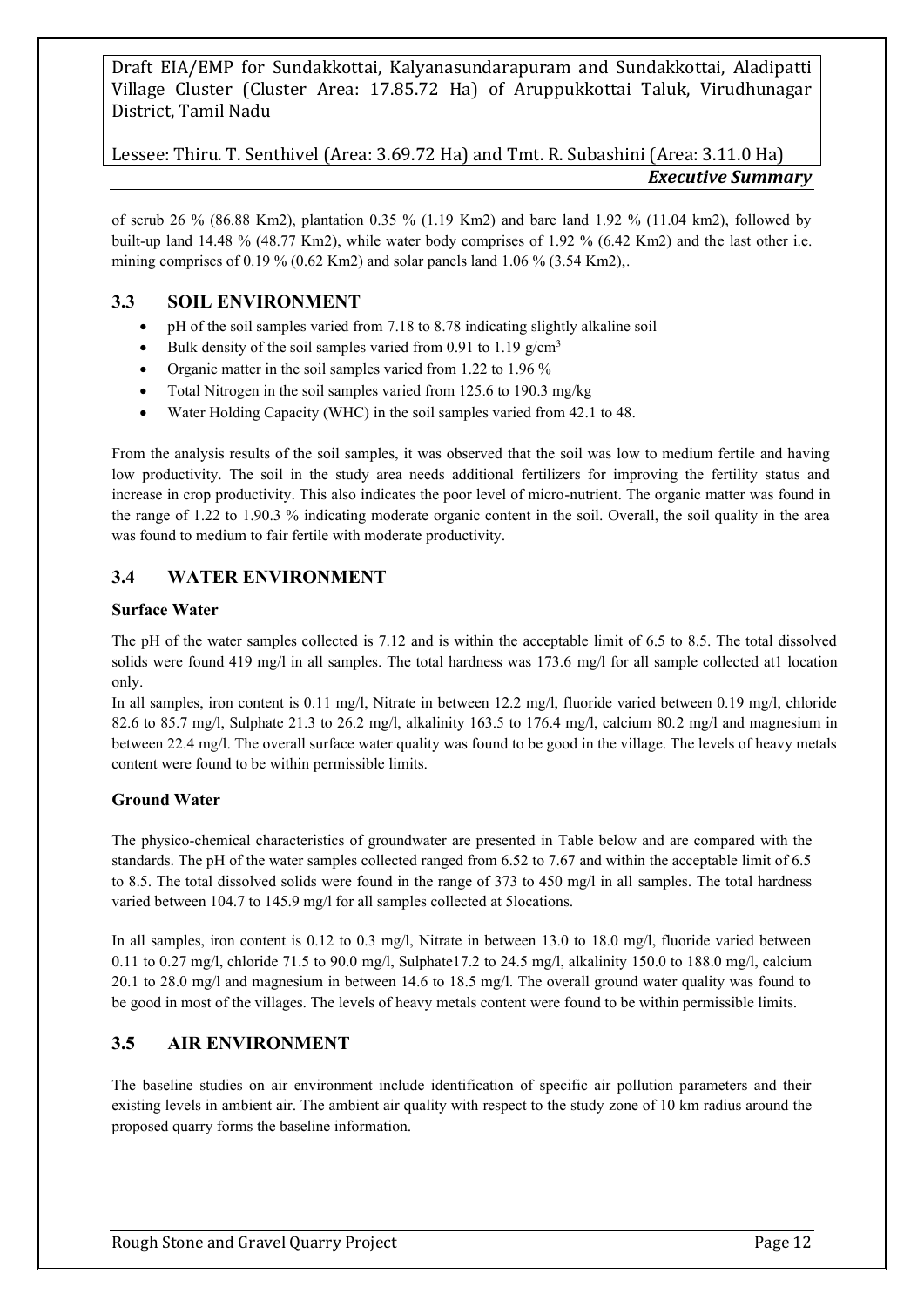of scrub 26 % (86.88 Km2), plantation 0.35 % (1.19 Km2) and bare land 1.92 % (11.04 km2), followed by built-up land 14.48 % (48.77 Km2), while water body comprises of 1.92 % (6.42 Km2) and the last other i.e. mining comprises of 0.19 % (0.62 Km2) and solar panels land 1.06 % (3.54 Km2),.

## 3.3 SOIL ENVIRONMENT

- pH of the soil samples varied from 7.18 to 8.78 indicating slightly alkaline soil
- Bulk density of the soil samples varied from 0.91 to 1.19 g/cm$^3$
- Organic matter in the soil samples varied from 1.22 to 1.96 %
- Total Nitrogen in the soil samples varied from 125.6 to 190.3 mg/kg
- Water Holding Capacity (WHC) in the soil samples varied from 42.1 to 48.

From the analysis results of the soil samples, it was observed that the soil was low to medium fertile and having low productivity. The soil in the study area needs additional fertilizers for improving the fertility status and increase in crop productivity. This also indicates the poor level of micro-nutrient. The organic matter was found in the range of 1.22 to 1.90.3 % indicating moderate organic content in the soil. Overall, the soil quality in the area was found to medium to fair fertile with moderate productivity.

## 3.4 WATER ENVIRONMENT

**Surface Water**

The pH of the water samples collected is 7.12 and is within the acceptable limit of 6.5 to 8.5. The total dissolved solids were found 419 mg/l in all samples. The total hardness was 173.6 mg/l for all sample collected at1 location only.

In all samples, iron content is 0.11 mg/l, Nitrate in between 12.2 mg/l, fluoride varied between 0.19 mg/l, chloride 82.6 to 85.7 mg/l, Sulphate 21.3 to 26.2 mg/l, alkalinity 163.5 to 176.4 mg/l, calcium 80.2 mg/l and magnesium in between 22.4 mg/l. The overall surface water quality was found to be good in the village. The levels of heavy metals content were found to be within permissible limits.

**Ground Water**

The physico-chemical characteristics of groundwater are presented in Table below and are compared with the standards. The pH of the water samples collected ranged from 6.52 to 7.67 and within the acceptable limit of 6.5 to 8.5. The total dissolved solids were found in the range of 373 to 450 mg/l in all samples. The total hardness varied between 104.7 to 145.9 mg/l for all samples collected at 5locations.

In all samples, iron content is 0.12 to 0.3 mg/l, Nitrate in between 13.0 to 18.0 mg/l, fluoride varied between 0.11 to 0.27 mg/l, chloride 71.5 to 90.0 mg/l, Sulphate17.2 to 24.5 mg/l, alkalinity 150.0 to 188.0 mg/l, calcium 20.1 to 28.0 mg/l and magnesium in between 14.6 to 18.5 mg/l. The overall ground water quality was found to be good in most of the villages. The levels of heavy metals content were found to be within permissible limits.

## 3.5 AIR ENVIRONMENT

The baseline studies on air environment include identification of specific air pollution parameters and their existing levels in ambient air. The ambient air quality with respect to the study zone of 10 km radius around the proposed quarry forms the baseline information.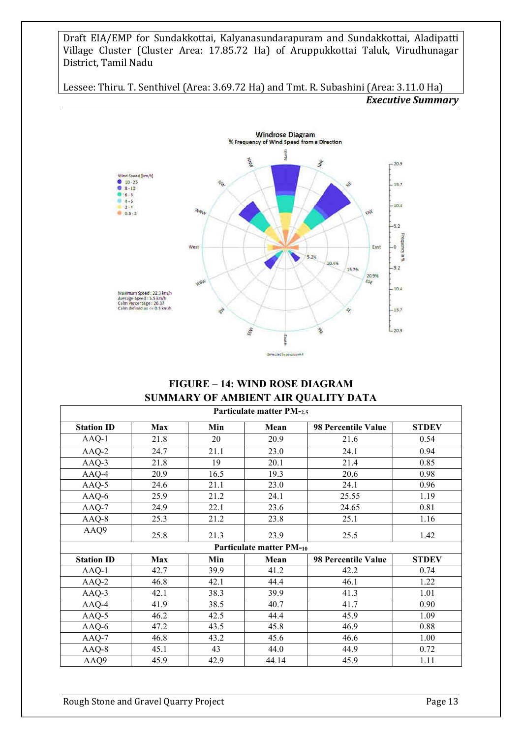FIGURE – 14: WIND ROSE DIAGRAM

## SUMMARY OF AMBIENT AIR QUALITY DATA

| Particulate matter $PM_{2.5}$ | | | | | |
|---|---|---|---|---|---|
| **Station ID** | **Max** | **Min** | **Mean** | **98 Percentile Value** | **STDEV** |
| AAQ-1 | 21.8 | 20 | 20.9 | 21.6 | 0.54 |
| AAQ-2 | 24.7 | 21.1 | 23.0 | 24.1 | 0.94 |
| AAQ-3 | 21.8 | 19 | 20.1 | 21.4 | 0.85 |
| AAQ-4 | 20.9 | 16.5 | 19.3 | 20.6 | 0.98 |
| AAQ-5 | 24.6 | 21.1 | 23.0 | 24.1 | 0.96 |
| AAQ-6 | 25.9 | 21.2 | 24.1 | 25.55 | 1.19 |
| AAQ-7 | 24.9 | 22.1 | 23.6 | 24.65 | 0.81 |
| AAQ-8 | 25.3 | 21.2 | 23.8 | 25.1 | 1.16 |
| AAQ9 | 25.8 | 21.3 | 23.9 | 25.5 | 1.42 |
| **Particulate matter $PM_{10}$** | | | | | |
| **Station ID** | **Max** | **Min** | **Mean** | **98 Percentile Value** | **STDEV** |
| AAQ-1 | 42.7 | 39.9 | 41.2 | 42.2 | 0.74 |
| AAQ-2 | 46.8 | 42.1 | 44.4 | 46.1 | 1.22 |
| AAQ-3 | 42.1 | 38.3 | 39.9 | 41.3 | 1.01 |
| AAQ-4 | 41.9 | 38.5 | 40.7 | 41.7 | 0.90 |
| AAQ-5 | 46.2 | 42.5 | 44.4 | 45.9 | 1.09 |
| AAQ-6 | 47.2 | 43.5 | 45.8 | 46.9 | 0.88 |
| AAQ-7 | 46.8 | 43.2 | 45.6 | 46.6 | 1.00 |
| AAQ-8 | 45.1 | 43 | 44.0 | 44.9 | 0.72 |
| AAQ9 | 45.9 | 42.9 | 44.14 | 45.9 | 1.11 |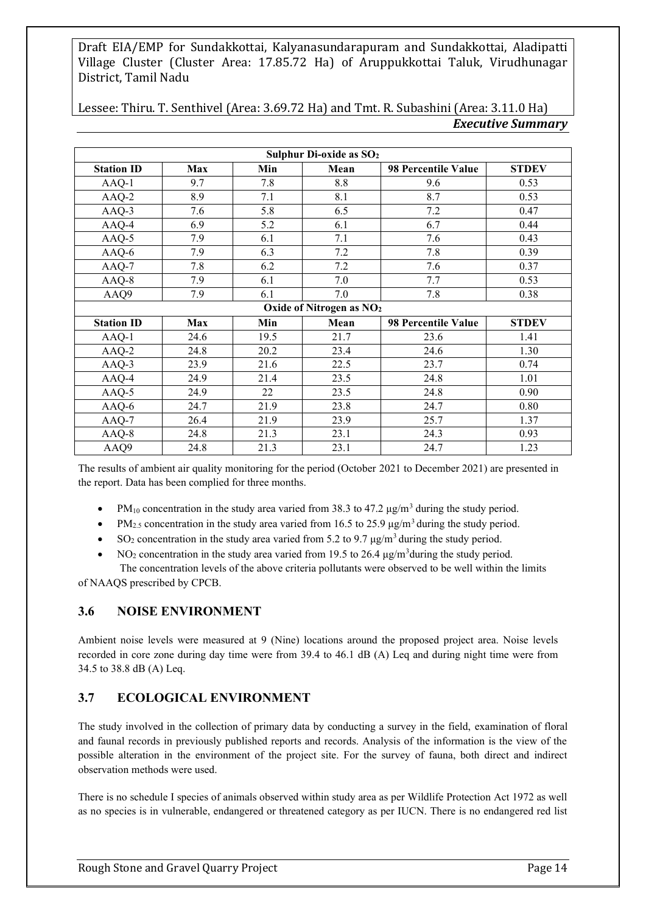| Sulphur Di-oxide as $SO_2$ | | | | | |
|---|---|---|---|---|---|
| **Station ID** | **Max** | **Min** | **Mean** | **98 Percentile Value** | **STDEV** |
| AAQ-1 | 9.7 | 7.8 | 8.8 | 9.6 | 0.53 |
| AAQ-2 | 8.9 | 7.1 | 8.1 | 8.7 | 0.53 |
| AAQ-3 | 7.6 | 5.8 | 6.5 | 7.2 | 0.47 |
| AAQ-4 | 6.9 | 5.2 | 6.1 | 6.7 | 0.44 |
| AAQ-5 | 7.9 | 6.1 | 7.1 | 7.6 | 0.43 |
| AAQ-6 | 7.9 | 6.3 | 7.2 | 7.8 | 0.39 |
| AAQ-7 | 7.8 | 6.2 | 7.2 | 7.6 | 0.37 |
| AAQ-8 | 7.9 | 6.1 | 7.0 | 7.7 | 0.53 |
| AAQ9 | 7.9 | 6.1 | 7.0 | 7.8 | 0.38 |
| **Oxide of Nitrogen as $NO_2$** | | | | | |
| **Station ID** | **Max** | **Min** | **Mean** | **98 Percentile Value** | **STDEV** |
| AAQ-1 | 24.6 | 19.5 | 21.7 | 23.6 | 1.41 |
| AAQ-2 | 24.8 | 20.2 | 23.4 | 24.6 | 1.30 |
| AAQ-3 | 23.9 | 21.6 | 22.5 | 23.7 | 0.74 |
| AAQ-4 | 24.9 | 21.4 | 23.5 | 24.8 | 1.01 |
| AAQ-5 | 24.9 | 22 | 23.5 | 24.8 | 0.90 |
| AAQ-6 | 24.7 | 21.9 | 23.8 | 24.7 | 0.80 |
| AAQ-7 | 26.4 | 21.9 | 23.9 | 25.7 | 1.37 |
| AAQ-8 | 24.8 | 21.3 | 23.1 | 24.3 | 0.93 |
| AAQ9 | 24.8 | 21.3 | 23.1 | 24.7 | 1.23 |

The results of ambient air quality monitoring for the period (October 2021 to December 2021) are presented in the report. Data has been complied for three months.

- $PM_{10}$ concentration in the study area varied from 38.3 to 47.2 µg/m$^3$ during the study period.
- $PM_{2.5}$ concentration in the study area varied from 16.5 to 25.9 µg/m$^3$ during the study period.
- $SO_2$ concentration in the study area varied from 5.2 to 9.7 µg/m$^3$ during the study period.
- $NO_2$ concentration in the study area varied from 19.5 to 26.4 µg/m$^3$during the study period.

The concentration levels of the above criteria pollutants were observed to be well within the limits of NAAQS prescribed by CPCB.

## 3.6 NOISE ENVIRONMENT

Ambient noise levels were measured at 9 (Nine) locations around the proposed project area. Noise levels recorded in core zone during day time were from 39.4 to 46.1 dB (A) Leq and during night time were from 34.5 to 38.8 dB (A) Leq.

## 3.7 ECOLOGICAL ENVIRONMENT

The study involved in the collection of primary data by conducting a survey in the field, examination of floral and faunal records in previously published reports and records. Analysis of the information is the view of the possible alteration in the environment of the project site. For the survey of fauna, both direct and indirect observation methods were used.

There is no schedule I species of animals observed within study area as per Wildlife Protection Act 1972 as well as no species is in vulnerable, endangered or threatened category as per IUCN. There is no endangered red list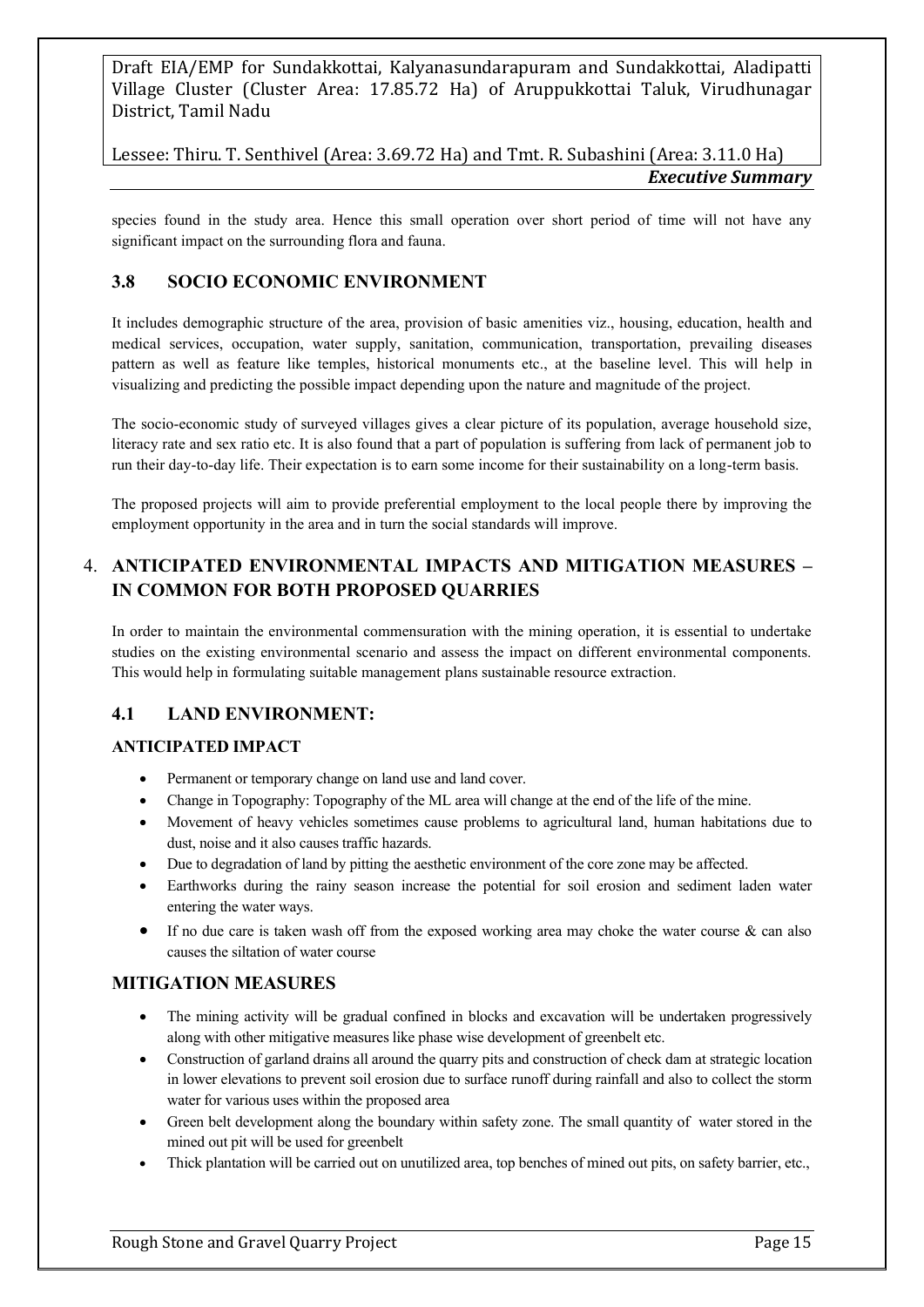species found in the study area. Hence this small operation over short period of time will not have any significant impact on the surrounding flora and fauna.

### 3.8 SOCIO ECONOMIC ENVIRONMENT

It includes demographic structure of the area, provision of basic amenities viz., housing, education, health and medical services, occupation, water supply, sanitation, communication, transportation, prevailing diseases pattern as well as feature like temples, historical monuments etc., at the baseline level. This will help in visualizing and predicting the possible impact depending upon the nature and magnitude of the project.

The socio-economic study of surveyed villages gives a clear picture of its population, average household size, literacy rate and sex ratio etc. It is also found that a part of population is suffering from lack of permanent job to run their day-to-day life. Their expectation is to earn some income for their sustainability on a long-term basis.

The proposed projects will aim to provide preferential employment to the local people there by improving the employment opportunity in the area and in turn the social standards will improve.

## 4. ANTICIPATED ENVIRONMENTAL IMPACTS AND MITIGATION MEASURES – IN COMMON FOR BOTH PROPOSED QUARRIES

In order to maintain the environmental commensuration with the mining operation, it is essential to undertake studies on the existing environmental scenario and assess the impact on different environmental components. This would help in formulating suitable management plans sustainable resource extraction.

### 4.1 LAND ENVIRONMENT:

#### ANTICIPATED IMPACT

- Permanent or temporary change on land use and land cover.
- Change in Topography: Topography of the ML area will change at the end of the life of the mine.
- Movement of heavy vehicles sometimes cause problems to agricultural land, human habitations due to dust, noise and it also causes traffic hazards.
- Due to degradation of land by pitting the aesthetic environment of the core zone may be affected.
- Earthworks during the rainy season increase the potential for soil erosion and sediment laden water entering the water ways.
- If no due care is taken wash off from the exposed working area may choke the water course & can also causes the siltation of water course

#### MITIGATION MEASURES

- The mining activity will be gradual confined in blocks and excavation will be undertaken progressively along with other mitigative measures like phase wise development of greenbelt etc.
- Construction of garland drains all around the quarry pits and construction of check dam at strategic location in lower elevations to prevent soil erosion due to surface runoff during rainfall and also to collect the storm water for various uses within the proposed area
- Green belt development along the boundary within safety zone. The small quantity of water stored in the mined out pit will be used for greenbelt
- Thick plantation will be carried out on unutilized area, top benches of mined out pits, on safety barrier, etc.,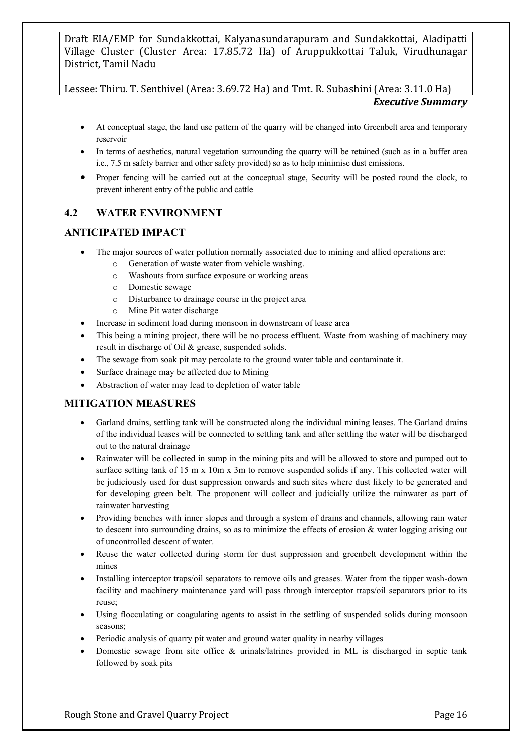- At conceptual stage, the land use pattern of the quarry will be changed into Greenbelt area and temporary reservoir
- In terms of aesthetics, natural vegetation surrounding the quarry will be retained (such as in a buffer area i.e., 7.5 m safety barrier and other safety provided) so as to help minimise dust emissions.
- Proper fencing will be carried out at the conceptual stage, Security will be posted round the clock, to prevent inherent entry of the public and cattle

## 4.2 WATER ENVIRONMENT

### ANTICIPATED IMPACT

- The major sources of water pollution normally associated due to mining and allied operations are:
  - Generation of waste water from vehicle washing.
  - Washouts from surface exposure or working areas
  - Domestic sewage
  - Disturbance to drainage course in the project area
  - Mine Pit water discharge
- Increase in sediment load during monsoon in downstream of lease area
- This being a mining project, there will be no process effluent. Waste from washing of machinery may result in discharge of Oil & grease, suspended solids.
- The sewage from soak pit may percolate to the ground water table and contaminate it.
- Surface drainage may be affected due to Mining
- Abstraction of water may lead to depletion of water table

### MITIGATION MEASURES

- Garland drains, settling tank will be constructed along the individual mining leases. The Garland drains of the individual leases will be connected to settling tank and after settling the water will be discharged out to the natural drainage
- Rainwater will be collected in sump in the mining pits and will be allowed to store and pumped out to surface setting tank of 15 m x 10m x 3m to remove suspended solids if any. This collected water will be judiciously used for dust suppression onwards and such sites where dust likely to be generated and for developing green belt. The proponent will collect and judicially utilize the rainwater as part of rainwater harvesting
- Providing benches with inner slopes and through a system of drains and channels, allowing rain water to descent into surrounding drains, so as to minimize the effects of erosion & water logging arising out of uncontrolled descent of water.
- Reuse the water collected during storm for dust suppression and greenbelt development within the mines
- Installing interceptor traps/oil separators to remove oils and greases. Water from the tipper wash-down facility and machinery maintenance yard will pass through interceptor traps/oil separators prior to its reuse;
- Using flocculating or coagulating agents to assist in the settling of suspended solids during monsoon seasons;
- Periodic analysis of quarry pit water and ground water quality in nearby villages
- Domestic sewage from site office & urinals/latrines provided in ML is discharged in septic tank followed by soak pits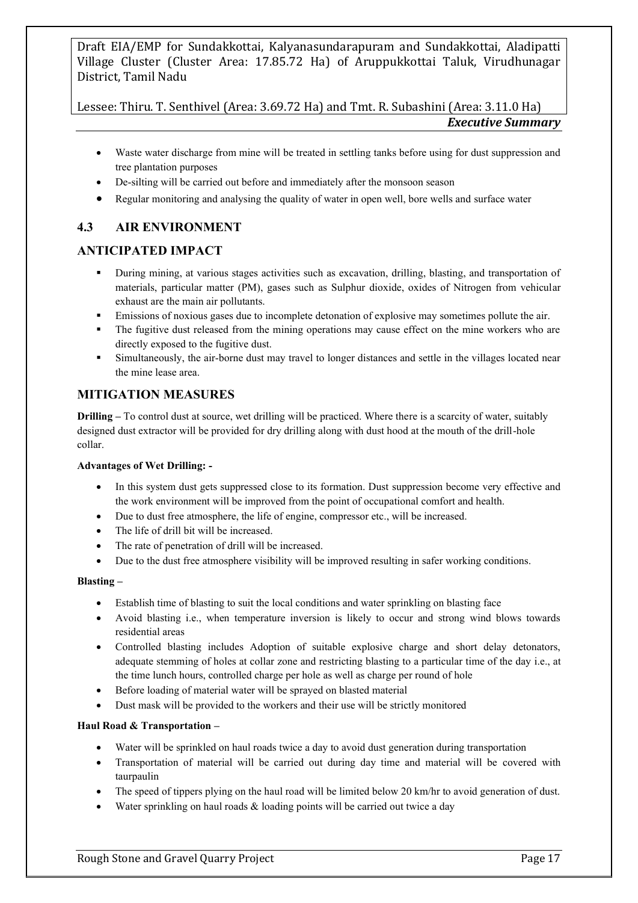- Waste water discharge from mine will be treated in settling tanks before using for dust suppression and tree plantation purposes
- De-silting will be carried out before and immediately after the monsoon season
- Regular monitoring and analysing the quality of water in open well, bore wells and surface water

## 4.3 AIR ENVIRONMENT

## ANTICIPATED IMPACT

- During mining, at various stages activities such as excavation, drilling, blasting, and transportation of materials, particular matter (PM), gases such as Sulphur dioxide, oxides of Nitrogen from vehicular exhaust are the main air pollutants.
- Emissions of noxious gases due to incomplete detonation of explosive may sometimes pollute the air.
- The fugitive dust released from the mining operations may cause effect on the mine workers who are directly exposed to the fugitive dust.
- Simultaneously, the air-borne dust may travel to longer distances and settle in the villages located near the mine lease area.

## MITIGATION MEASURES

**Drilling –** To control dust at source, wet drilling will be practiced. Where there is a scarcity of water, suitably designed dust extractor will be provided for dry drilling along with dust hood at the mouth of the drill-hole collar.

**Advantages of Wet Drilling: -**

- In this system dust gets suppressed close to its formation. Dust suppression become very effective and the work environment will be improved from the point of occupational comfort and health.
- Due to dust free atmosphere, the life of engine, compressor etc., will be increased.
- The life of drill bit will be increased.
- The rate of penetration of drill will be increased.
- Due to the dust free atmosphere visibility will be improved resulting in safer working conditions.

**Blasting –**

- Establish time of blasting to suit the local conditions and water sprinkling on blasting face
- Avoid blasting i.e., when temperature inversion is likely to occur and strong wind blows towards residential areas
- Controlled blasting includes Adoption of suitable explosive charge and short delay detonators, adequate stemming of holes at collar zone and restricting blasting to a particular time of the day i.e., at the time lunch hours, controlled charge per hole as well as charge per round of hole
- Before loading of material water will be sprayed on blasted material
- Dust mask will be provided to the workers and their use will be strictly monitored

**Haul Road & Transportation –**

- Water will be sprinkled on haul roads twice a day to avoid dust generation during transportation
- Transportation of material will be carried out during day time and material will be covered with taurpaulin
- The speed of tippers plying on the haul road will be limited below 20 km/hr to avoid generation of dust.
- Water sprinkling on haul roads & loading points will be carried out twice a day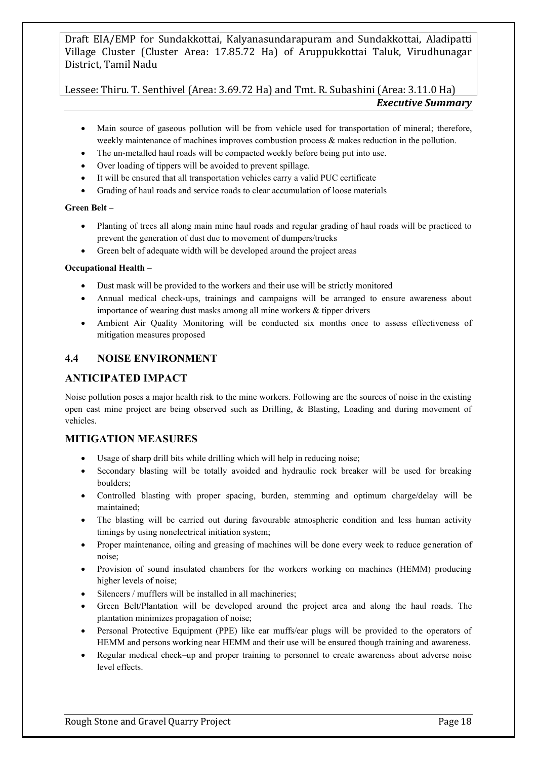- Main source of gaseous pollution will be from vehicle used for transportation of mineral; therefore, weekly maintenance of machines improves combustion process & makes reduction in the pollution.
- The un-metalled haul roads will be compacted weekly before being put into use.
- Over loading of tippers will be avoided to prevent spillage.
- It will be ensured that all transportation vehicles carry a valid PUC certificate
- Grading of haul roads and service roads to clear accumulation of loose materials

**Green Belt –**

- Planting of trees all along main mine haul roads and regular grading of haul roads will be practiced to prevent the generation of dust due to movement of dumpers/trucks
- Green belt of adequate width will be developed around the project areas

**Occupational Health –**

- Dust mask will be provided to the workers and their use will be strictly monitored
- Annual medical check-ups, trainings and campaigns will be arranged to ensure awareness about importance of wearing dust masks among all mine workers & tipper drivers
- Ambient Air Quality Monitoring will be conducted six months once to assess effectiveness of mitigation measures proposed

## 4.4 NOISE ENVIRONMENT

### ANTICIPATED IMPACT

Noise pollution poses a major health risk to the mine workers. Following are the sources of noise in the existing open cast mine project are being observed such as Drilling, & Blasting, Loading and during movement of vehicles.

### MITIGATION MEASURES

- Usage of sharp drill bits while drilling which will help in reducing noise;
- Secondary blasting will be totally avoided and hydraulic rock breaker will be used for breaking boulders;
- Controlled blasting with proper spacing, burden, stemming and optimum charge/delay will be maintained;
- The blasting will be carried out during favourable atmospheric condition and less human activity timings by using nonelectrical initiation system;
- Proper maintenance, oiling and greasing of machines will be done every week to reduce generation of noise;
- Provision of sound insulated chambers for the workers working on machines (HEMM) producing higher levels of noise;
- Silencers / mufflers will be installed in all machineries;
- Green Belt/Plantation will be developed around the project area and along the haul roads. The plantation minimizes propagation of noise;
- Personal Protective Equipment (PPE) like ear muffs/ear plugs will be provided to the operators of HEMM and persons working near HEMM and their use will be ensured though training and awareness.
- Regular medical check–up and proper training to personnel to create awareness about adverse noise level effects.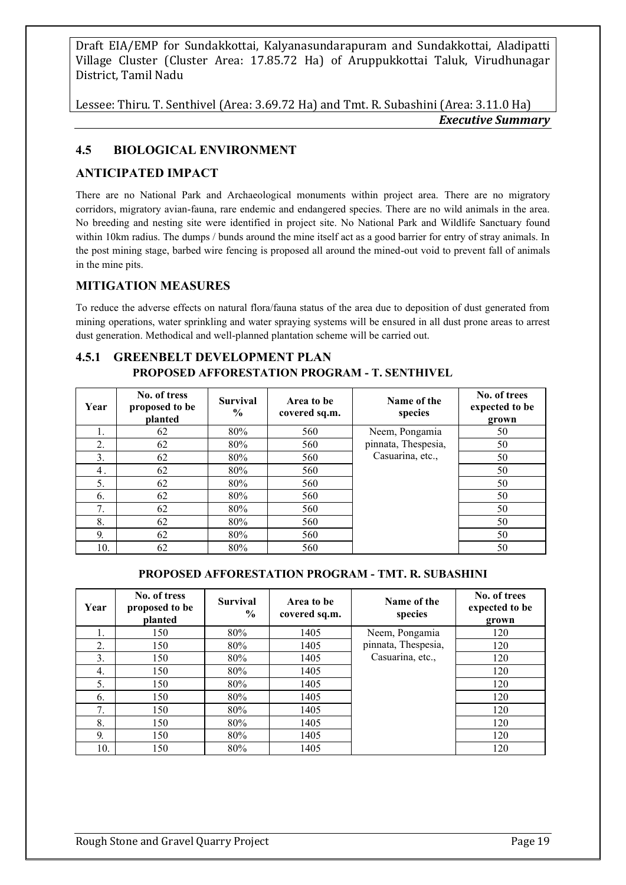## 4.5 BIOLOGICAL ENVIRONMENT

### ANTICIPATED IMPACT

There are no National Park and Archaeological monuments within project area. There are no migratory corridors, migratory avian-fauna, rare endemic and endangered species. There are no wild animals in the area. No breeding and nesting site were identified in project site. No National Park and Wildlife Sanctuary found within 10km radius. The dumps / bunds around the mine itself act as a good barrier for entry of stray animals. In the post mining stage, barbed wire fencing is proposed all around the mined-out void to prevent fall of animals in the mine pits.

### MITIGATION MEASURES

To reduce the adverse effects on natural flora/fauna status of the area due to deposition of dust generated from mining operations, water sprinkling and water spraying systems will be ensured in all dust prone areas to arrest dust generation. Methodical and well-planned plantation scheme will be carried out.

### 4.5.1 GREENBELT DEVELOPMENT PLAN

**PROPOSED AFFORESTATION PROGRAM - T. SENTHIVEL**

| Year | No. of tress proposed to be planted | Survival % | Area to be covered sq.m. | Name of the species | No. of trees expected to be grown |
|---|---|---|---|---|---|
| 1. | 62 | 80% | 560 | Neem, Pongamia pinnata, Thespesia, Casuarina, etc., | 50 |
| 2. | 62 | 80% | 560 | | 50 |
| 3. | 62 | 80% | 560 | | 50 |
| 4 . | 62 | 80% | 560 | | 50 |
| 5. | 62 | 80% | 560 | | 50 |
| 6. | 62 | 80% | 560 | | 50 |
| 7. | 62 | 80% | 560 | | 50 |
| 8. | 62 | 80% | 560 | | 50 |
| 9. | 62 | 80% | 560 | | 50 |
| 10. | 62 | 80% | 560 | | 50 |

**PROPOSED AFFORESTATION PROGRAM - TMT. R. SUBASHINI**

| Year | No. of tress proposed to be planted | Survival % | Area to be covered sq.m. | Name of the species | No. of trees expected to be grown |
|---|---|---|---|---|---|
| 1. | 150 | 80% | 1405 | Neem, Pongamia pinnata, Thespesia, Casuarina, etc., | 120 |
| 2. | 150 | 80% | 1405 | | 120 |
| 3. | 150 | 80% | 1405 | | 120 |
| 4. | 150 | 80% | 1405 | | 120 |
| 5. | 150 | 80% | 1405 | | 120 |
| 6. | 150 | 80% | 1405 | | 120 |
| 7. | 150 | 80% | 1405 | | 120 |
| 8. | 150 | 80% | 1405 | | 120 |
| 9. | 150 | 80% | 1405 | | 120 |
| 10. | 150 | 80% | 1405 | | 120 |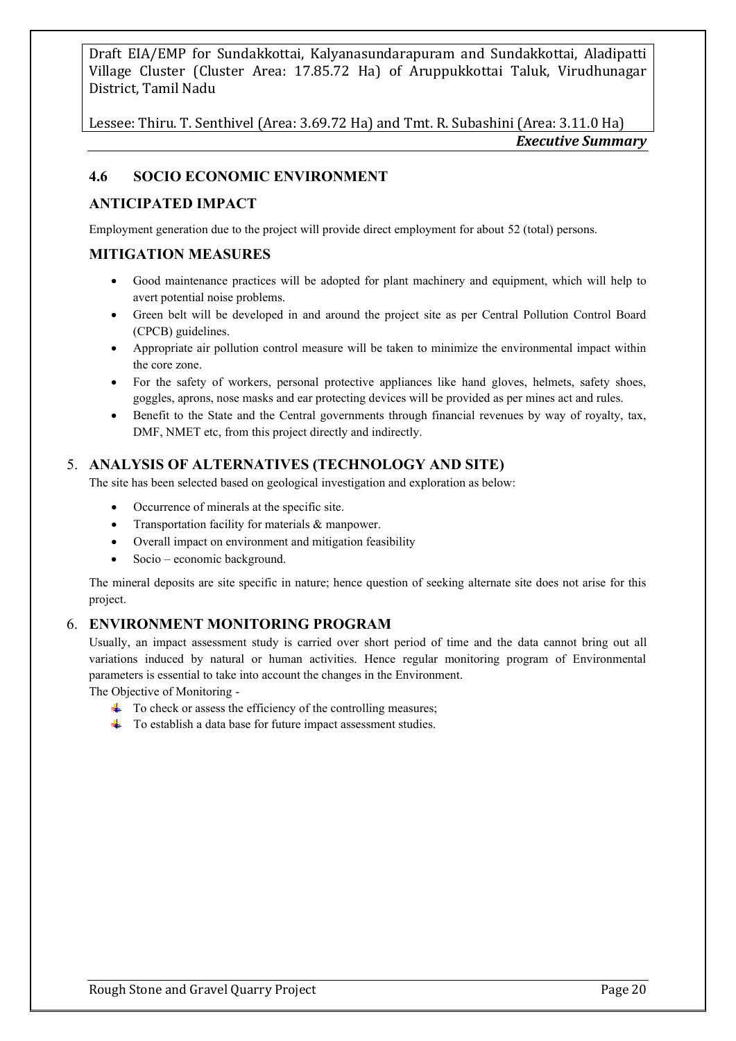## 4.6 SOCIO ECONOMIC ENVIRONMENT

### ANTICIPATED IMPACT

Employment generation due to the project will provide direct employment for about 52 (total) persons.

### MITIGATION MEASURES

- Good maintenance practices will be adopted for plant machinery and equipment, which will help to avert potential noise problems.
- Green belt will be developed in and around the project site as per Central Pollution Control Board (CPCB) guidelines.
- Appropriate air pollution control measure will be taken to minimize the environmental impact within the core zone.
- For the safety of workers, personal protective appliances like hand gloves, helmets, safety shoes, goggles, aprons, nose masks and ear protecting devices will be provided as per mines act and rules.
- Benefit to the State and the Central governments through financial revenues by way of royalty, tax, DMF, NMET etc, from this project directly and indirectly.

## 5. ANALYSIS OF ALTERNATIVES (TECHNOLOGY AND SITE)

The site has been selected based on geological investigation and exploration as below:

- Occurrence of minerals at the specific site.
- Transportation facility for materials & manpower.
- Overall impact on environment and mitigation feasibility
- Socio – economic background.

The mineral deposits are site specific in nature; hence question of seeking alternate site does not arise for this project.

## 6. ENVIRONMENT MONITORING PROGRAM

Usually, an impact assessment study is carried over short period of time and the data cannot bring out all variations induced by natural or human activities. Hence regular monitoring program of Environmental parameters is essential to take into account the changes in the Environment.

The Objective of Monitoring -

- To check or assess the efficiency of the controlling measures;
- To establish a data base for future impact assessment studies.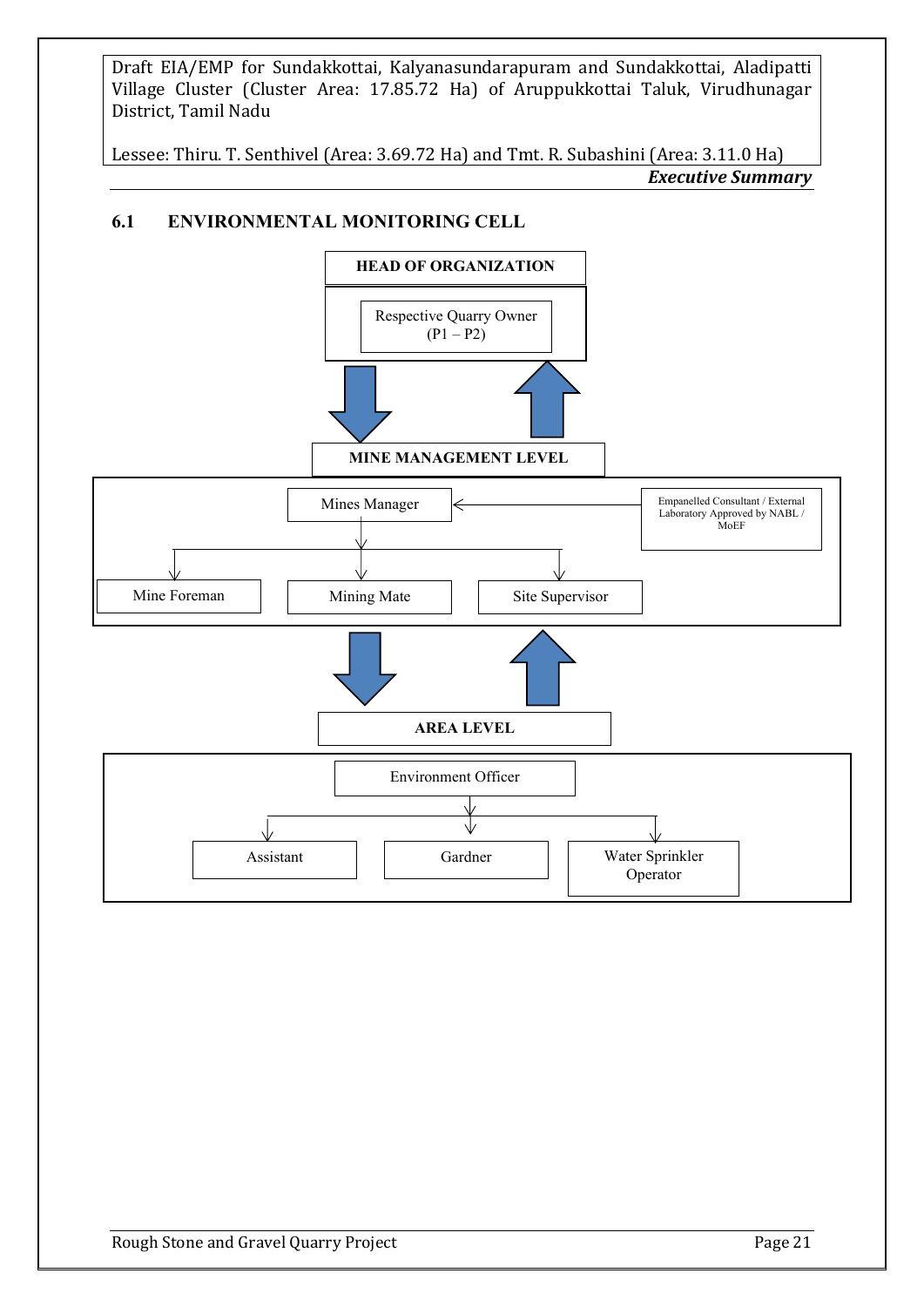## 6.1 ENVIRONMENTAL MONITORING CELL

**HEAD OF ORGANIZATION**

Respective Quarry Owner (P1 – P2)

**MINE MANAGEMENT LEVEL**

Mines Manager

Empanelled Consultant / External Laboratory Approved by NABL / MoEF

Mine Foreman

Mining Mate

Site Supervisor

**AREA LEVEL**

Environment Officer

Assistant

Gardner

Water Sprinkler Operator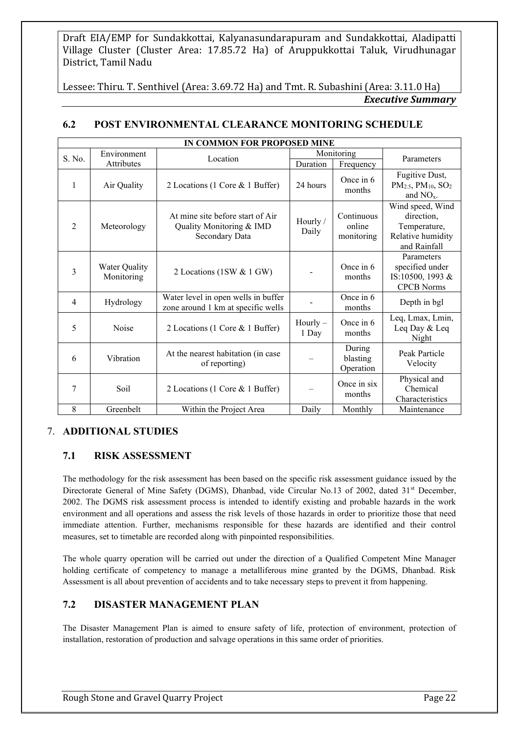## 6.2 POST ENVIRONMENTAL CLEARANCE MONITORING SCHEDULE

| IN COMMON FOR PROPOSED MINE | | | | | |
|---|---|---|---|---|---|
| S. No. | Environment Attributes | Location | Monitoring | | Parameters |
| | | | Duration | Frequency | |
| 1 | Air Quality | 2 Locations (1 Core & 1 Buffer) | 24 hours | Once in 6 months | Fugitive Dust, $PM_{2.5}$, $PM_{10}$, $SO_2$ and $NO_x$. |
| 2 | Meteorology | At mine site before start of Air Quality Monitoring & IMD Secondary Data | Hourly / Daily | Continuous online monitoring | Wind speed, Wind direction, Temperature, Relative humidity and Rainfall |
| 3 | Water Quality Monitoring | 2 Locations (1SW & 1 GW) | - | Once in 6 months | Parameters specified under IS:10500, 1993 & CPCB Norms |
| 4 | Hydrology | Water level in open wells in buffer zone around 1 km at specific wells | - | Once in 6 months | Depth in bgl |
| 5 | Noise | 2 Locations (1 Core & 1 Buffer) | Hourly – 1 Day | Once in 6 months | Leq, Lmax, Lmin, Leq Day & Leq Night |
| 6 | Vibration | At the nearest habitation (in case of reporting) | – | During blasting Operation | Peak Particle Velocity |
| 7 | Soil | 2 Locations (1 Core & 1 Buffer) | – | Once in six months | Physical and Chemical Characteristics |
| 8 | Greenbelt | Within the Project Area | Daily | Monthly | Maintenance |

# 7. ADDITIONAL STUDIES

## 7.1 RISK ASSESSMENT

The methodology for the risk assessment has been based on the specific risk assessment guidance issued by the Directorate General of Mine Safety (DGMS), Dhanbad, vide Circular No.13 of 2002, dated 31st December, 2002. The DGMS risk assessment process is intended to identify existing and probable hazards in the work environment and all operations and assess the risk levels of those hazards in order to prioritize those that need immediate attention. Further, mechanisms responsible for these hazards are identified and their control measures, set to timetable are recorded along with pinpointed responsibilities.

The whole quarry operation will be carried out under the direction of a Qualified Competent Mine Manager holding certificate of competency to manage a metalliferous mine granted by the DGMS, Dhanbad. Risk Assessment is all about prevention of accidents and to take necessary steps to prevent it from happening.

## 7.2 DISASTER MANAGEMENT PLAN

The Disaster Management Plan is aimed to ensure safety of life, protection of environment, protection of installation, restoration of production and salvage operations in this same order of priorities.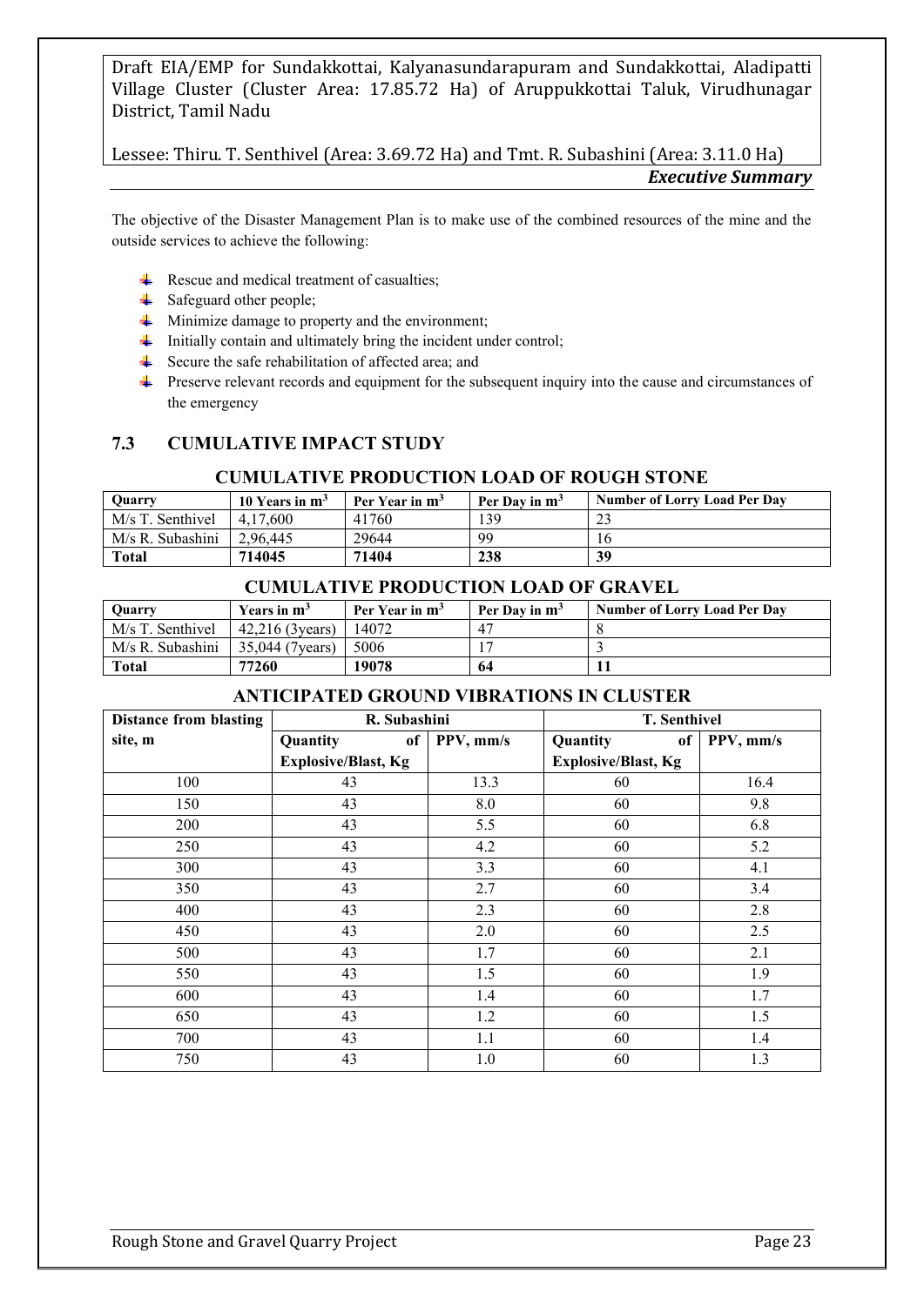The objective of the Disaster Management Plan is to make use of the combined resources of the mine and the outside services to achieve the following:

- Rescue and medical treatment of casualties;
- Safeguard other people;
- Minimize damage to property and the environment;
- Initially contain and ultimately bring the incident under control;
- Secure the safe rehabilitation of affected area; and
- Preserve relevant records and equipment for the subsequent inquiry into the cause and circumstances of the emergency

## 7.3 CUMULATIVE IMPACT STUDY

### CUMULATIVE PRODUCTION LOAD OF ROUGH STONE

| Quarry | 10 Years in $m^3$ | Per Year in $m^3$ | Per Day in $m^3$ | Number of Lorry Load Per Day |
|---|---|---|---|---|
| M/s T. Senthivel | 4,17,600 | 41760 | 139 | 23 |
| M/s R. Subashini | 2,96,445 | 29644 | 99 | 16 |
| **Total** | **714045** | **71404** | **238** | **39** |

### CUMULATIVE PRODUCTION LOAD OF GRAVEL

| Quarry | Years in $m^3$ | Per Year in $m^3$ | Per Day in $m^3$ | Number of Lorry Load Per Day |
|---|---|---|---|---|
| M/s T. Senthivel | 42,216 (3years) | 14072 | 47 | 8 |
| M/s R. Subashini | 35,044 (7years) | 5006 | 17 | 3 |
| **Total** | **77260** | **19078** | **64** | **11** |

### ANTICIPATED GROUND VIBRATIONS IN CLUSTER

| Distance from blasting site, m | R. Subashini | | T. Senthivel | |
|---|---|---|---|---|
| | Quantity of Explosive/Blast, Kg | PPV, mm/s | Quantity of Explosive/Blast, Kg | PPV, mm/s |
| 100 | 43 | 13.3 | 60 | 16.4 |
| 150 | 43 | 8.0 | 60 | 9.8 |
| 200 | 43 | 5.5 | 60 | 6.8 |
| 250 | 43 | 4.2 | 60 | 5.2 |
| 300 | 43 | 3.3 | 60 | 4.1 |
| 350 | 43 | 2.7 | 60 | 3.4 |
| 400 | 43 | 2.3 | 60 | 2.8 |
| 450 | 43 | 2.0 | 60 | 2.5 |
| 500 | 43 | 1.7 | 60 | 2.1 |
| 550 | 43 | 1.5 | 60 | 1.9 |
| 600 | 43 | 1.4 | 60 | 1.7 |
| 650 | 43 | 1.2 | 60 | 1.5 |
| 700 | 43 | 1.1 | 60 | 1.4 |
| 750 | 43 | 1.0 | 60 | 1.3 |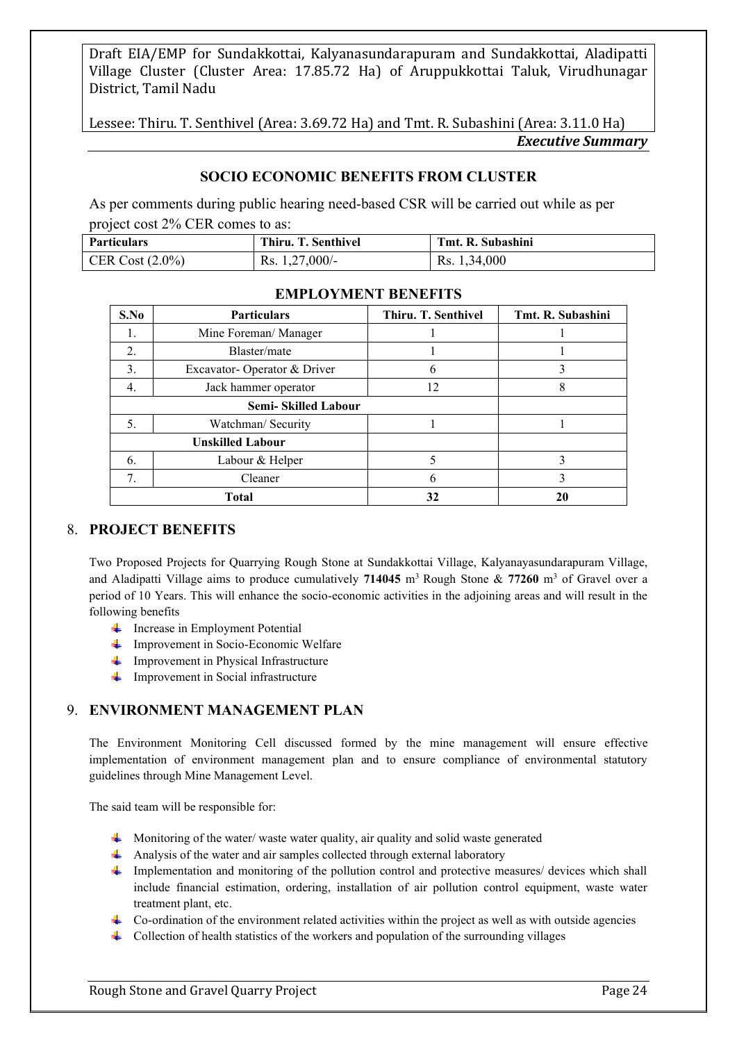## SOCIO ECONOMIC BENEFITS FROM CLUSTER

As per comments during public hearing need-based CSR will be carried out while as per project cost 2% CER comes to as:

| Particulars | Thiru. T. Senthivel | Tmt. R. Subashini |
|---|---|---|
| CER Cost (2.0%) | Rs. 1,27,000/- | Rs. 1,34,000 |

## EMPLOYMENT BENEFITS

| S.No | Particulars | Thiru. T. Senthivel | Tmt. R. Subashini |
|---|---|---|---|
| 1. | Mine Foreman/ Manager | 1 | 1 |
| 2. | Blaster/mate | 1 | 1 |
| 3. | Excavator- Operator & Driver | 6 | 3 |
| 4. | Jack hammer operator | 12 | 8 |
| **Semi- Skilled Labour** | | | |
| 5. | Watchman/ Security | 1 | 1 |
| **Unskilled Labour** | | | |
| 6. | Labour & Helper | 5 | 3 |
| 7. | Cleaner | 6 | 3 |
| **Total** | | **32** | **20** |

## 8. PROJECT BENEFITS

Two Proposed Projects for Quarrying Rough Stone at Sundakkottai Village, Kalyanayasundarapuram Village, and Aladipatti Village aims to produce cumulatively **714045** m³ Rough Stone & **77260** m³ of Gravel over a period of 10 Years. This will enhance the socio-economic activities in the adjoining areas and will result in the following benefits

- Increase in Employment Potential
- Improvement in Socio-Economic Welfare
- Improvement in Physical Infrastructure
- Improvement in Social infrastructure

## 9. ENVIRONMENT MANAGEMENT PLAN

The Environment Monitoring Cell discussed formed by the mine management will ensure effective implementation of environment management plan and to ensure compliance of environmental statutory guidelines through Mine Management Level.

The said team will be responsible for:

- Monitoring of the water/ waste water quality, air quality and solid waste generated
- Analysis of the water and air samples collected through external laboratory
- Implementation and monitoring of the pollution control and protective measures/ devices which shall include financial estimation, ordering, installation of air pollution control equipment, waste water treatment plant, etc.
- Co-ordination of the environment related activities within the project as well as with outside agencies
- Collection of health statistics of the workers and population of the surrounding villages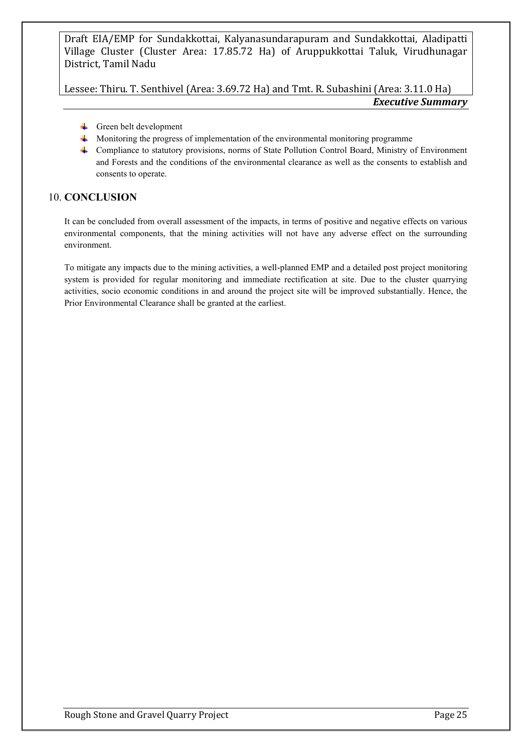- Green belt development
- Monitoring the progress of implementation of the environmental monitoring programme
- Compliance to statutory provisions, norms of State Pollution Control Board, Ministry of Environment and Forests and the conditions of the environmental clearance as well as the consents to establish and consents to operate.

## 10. CONCLUSION

It can be concluded from overall assessment of the impacts, in terms of positive and negative effects on various environmental components, that the mining activities will not have any adverse effect on the surrounding environment.

To mitigate any impacts due to the mining activities, a well-planned EMP and a detailed post project monitoring system is provided for regular monitoring and immediate rectification at site. Due to the cluster quarrying activities, socio economic conditions in and around the project site will be improved substantially. Hence, the Prior Environmental Clearance shall be granted at the earliest.